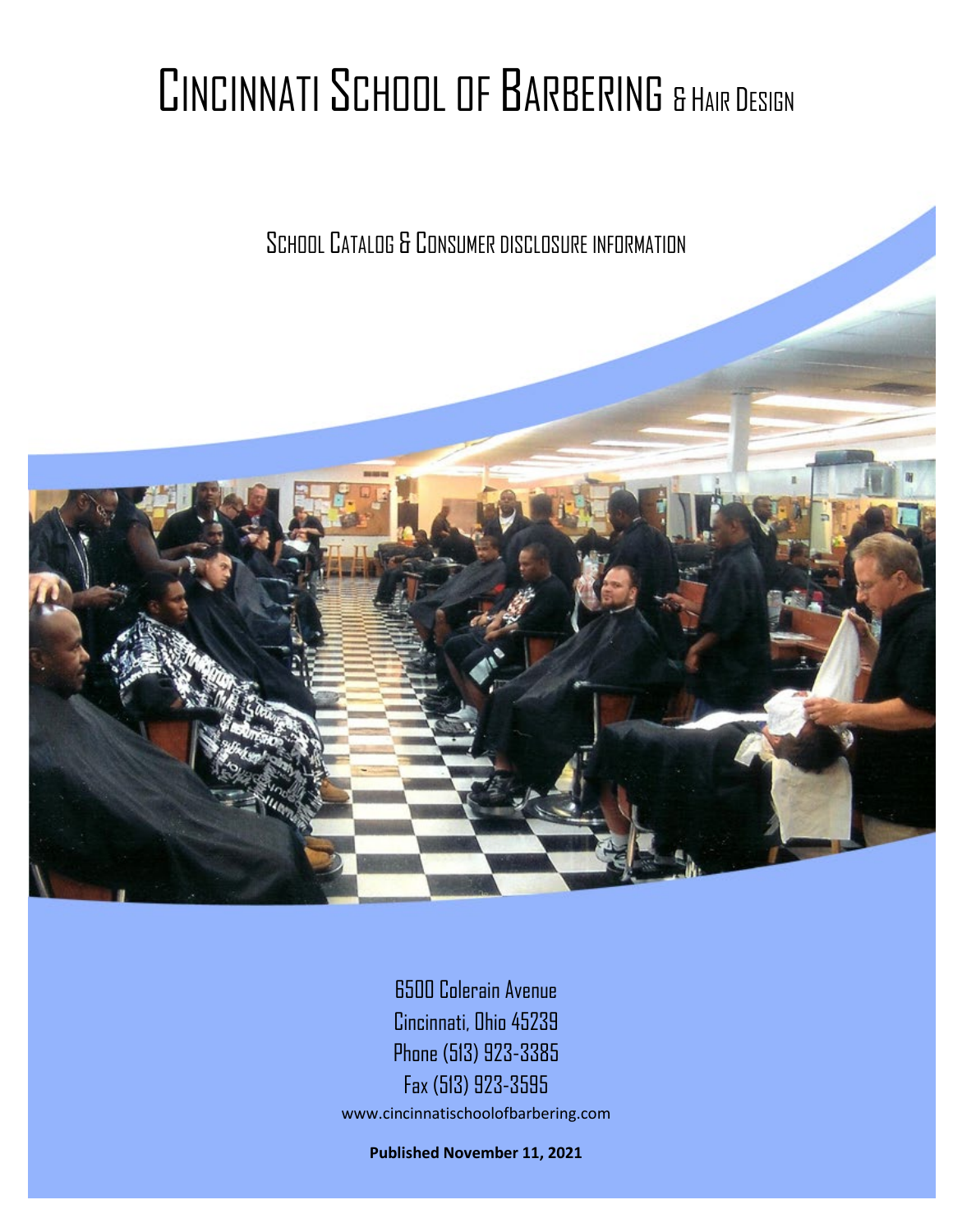# CINCINNATI SCHOOL OF BARBERING & HAIR DESIGN

SCHOOL CATALOG & CONSUMER DISCLOSURE INFORMATION

6500 Colerain Avenue
Cincinnati, Ohio 45239
Phone (513) 923-3385
Fax (513) 923-3595
www.cincinnatischoolofbarbering.com

**Published November 11, 2021**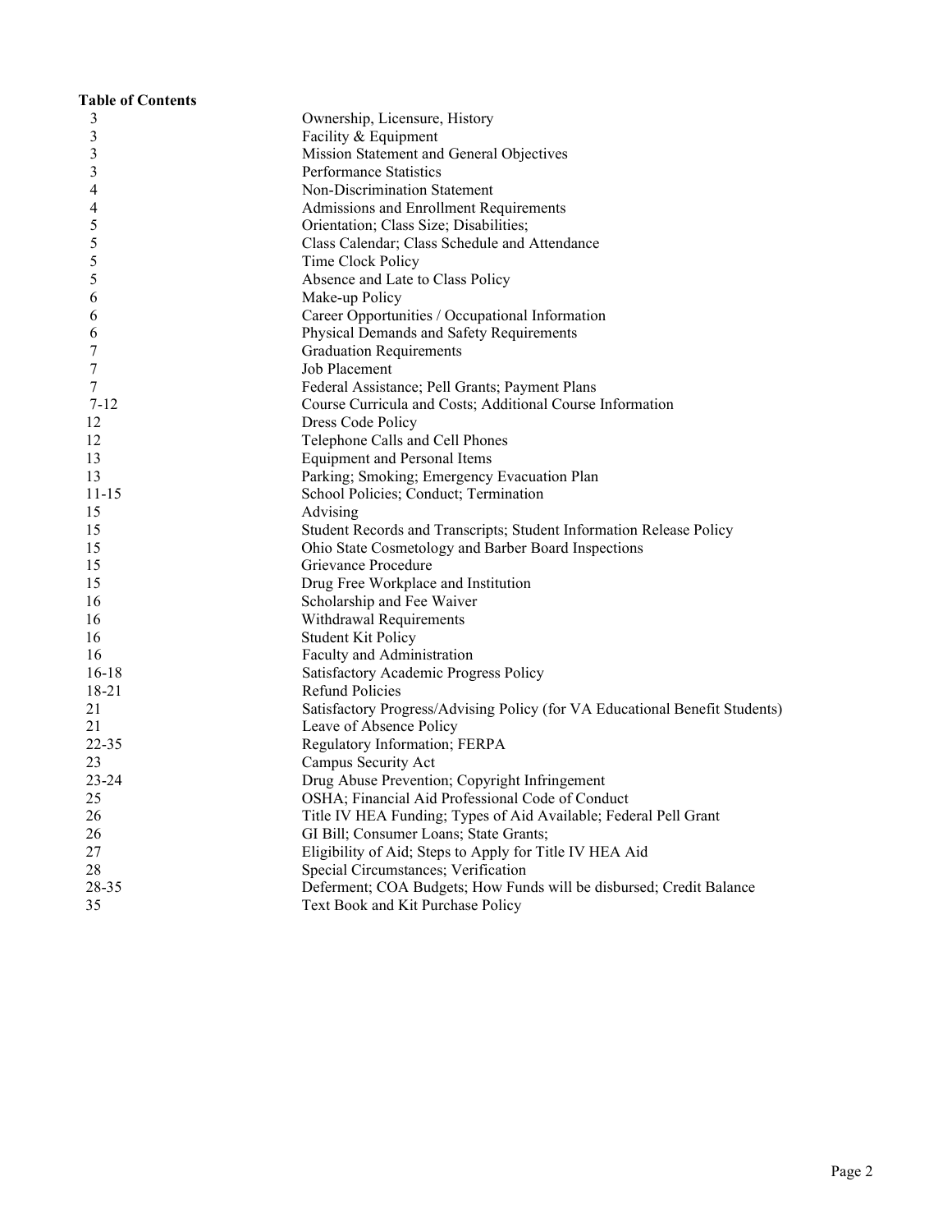**Table of Contents**

| | |
|---|---|
| 3 | Ownership, Licensure, History |
| 3 | Facility & Equipment |
| 3 | Mission Statement and General Objectives |
| 3 | Performance Statistics |
| 4 | Non-Discrimination Statement |
| 4 | Admissions and Enrollment Requirements |
| 5 | Orientation; Class Size; Disabilities; |
| 5 | Class Calendar; Class Schedule and Attendance |
| 5 | Time Clock Policy |
| 5 | Absence and Late to Class Policy |
| 6 | Make-up Policy |
| 6 | Career Opportunities / Occupational Information |
| 6 | Physical Demands and Safety Requirements |
| 7 | Graduation Requirements |
| 7 | Job Placement |
| 7 | Federal Assistance; Pell Grants; Payment Plans |
| 7-12 | Course Curricula and Costs; Additional Course Information |
| 12 | Dress Code Policy |
| 12 | Telephone Calls and Cell Phones |
| 13 | Equipment and Personal Items |
| 13 | Parking; Smoking; Emergency Evacuation Plan |
| 11-15 | School Policies; Conduct; Termination |
| 15 | Advising |
| 15 | Student Records and Transcripts; Student Information Release Policy |
| 15 | Ohio State Cosmetology and Barber Board Inspections |
| 15 | Grievance Procedure |
| 15 | Drug Free Workplace and Institution |
| 16 | Scholarship and Fee Waiver |
| 16 | Withdrawal Requirements |
| 16 | Student Kit Policy |
| 16 | Faculty and Administration |
| 16-18 | Satisfactory Academic Progress Policy |
| 18-21 | Refund Policies |
| 21 | Satisfactory Progress/Advising Policy (for VA Educational Benefit Students) |
| 21 | Leave of Absence Policy |
| 22-35 | Regulatory Information; FERPA |
| 23 | Campus Security Act |
| 23-24 | Drug Abuse Prevention; Copyright Infringement |
| 25 | OSHA; Financial Aid Professional Code of Conduct |
| 26 | Title IV HEA Funding; Types of Aid Available; Federal Pell Grant |
| 26 | GI Bill; Consumer Loans; State Grants; |
| 27 | Eligibility of Aid; Steps to Apply for Title IV HEA Aid |
| 28 | Special Circumstances; Verification |
| 28-35 | Deferment; COA Budgets; How Funds will be disbursed; Credit Balance |
| 35 | Text Book and Kit Purchase Policy |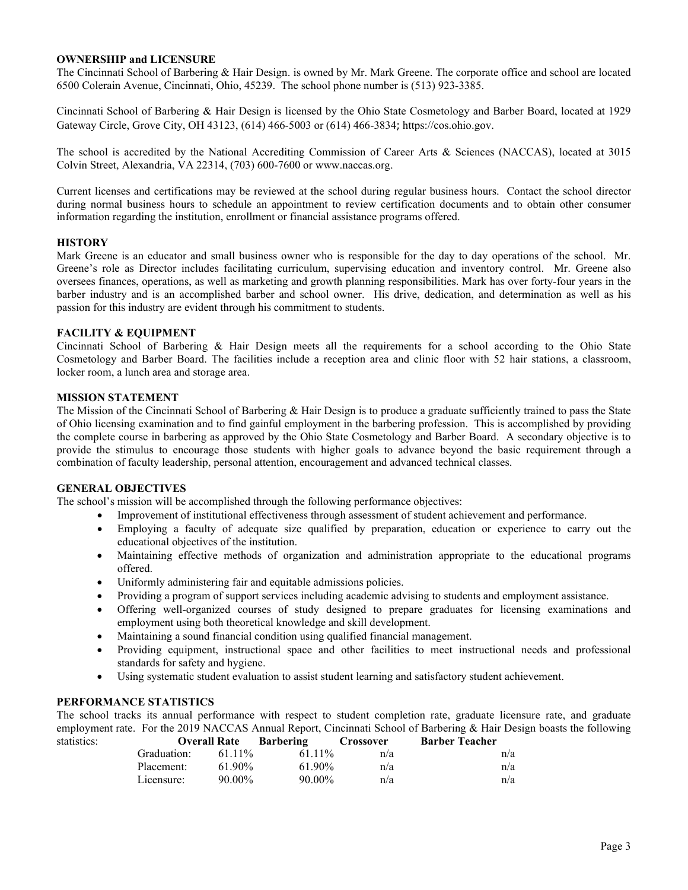## OWNERSHIP and LICENSURE

The Cincinnati School of Barbering & Hair Design. is owned by Mr. Mark Greene. The corporate office and school are located 6500 Colerain Avenue, Cincinnati, Ohio, 45239. The school phone number is (513) 923-3385.

Cincinnati School of Barbering & Hair Design is licensed by the Ohio State Cosmetology and Barber Board, located at 1929 Gateway Circle, Grove City, OH 43123, (614) 466-5003 or (614) 466-3834; https://cos.ohio.gov.

The school is accredited by the National Accrediting Commission of Career Arts & Sciences (NACCAS), located at 3015 Colvin Street, Alexandria, VA 22314, (703) 600-7600 or www.naccas.org.

Current licenses and certifications may be reviewed at the school during regular business hours. Contact the school director during normal business hours to schedule an appointment to review certification documents and to obtain other consumer information regarding the institution, enrollment or financial assistance programs offered.

## HISTORY

Mark Greene is an educator and small business owner who is responsible for the day to day operations of the school. Mr. Greene's role as Director includes facilitating curriculum, supervising education and inventory control. Mr. Greene also oversees finances, operations, as well as marketing and growth planning responsibilities. Mark has over forty-four years in the barber industry and is an accomplished barber and school owner. His drive, dedication, and determination as well as his passion for this industry are evident through his commitment to students.

## FACILITY & EQUIPMENT

Cincinnati School of Barbering & Hair Design meets all the requirements for a school according to the Ohio State Cosmetology and Barber Board. The facilities include a reception area and clinic floor with 52 hair stations, a classroom, locker room, a lunch area and storage area.

## MISSION STATEMENT

The Mission of the Cincinnati School of Barbering & Hair Design is to produce a graduate sufficiently trained to pass the State of Ohio licensing examination and to find gainful employment in the barbering profession. This is accomplished by providing the complete course in barbering as approved by the Ohio State Cosmetology and Barber Board. A secondary objective is to provide the stimulus to encourage those students with higher goals to advance beyond the basic requirement through a combination of faculty leadership, personal attention, encouragement and advanced technical classes.

## GENERAL OBJECTIVES

The school's mission will be accomplished through the following performance objectives:

- Improvement of institutional effectiveness through assessment of student achievement and performance.
- Employing a faculty of adequate size qualified by preparation, education or experience to carry out the educational objectives of the institution.
- Maintaining effective methods of organization and administration appropriate to the educational programs offered.
- Uniformly administering fair and equitable admissions policies.
- Providing a program of support services including academic advising to students and employment assistance.
- Offering well-organized courses of study designed to prepare graduates for licensing examinations and employment using both theoretical knowledge and skill development.
- Maintaining a sound financial condition using qualified financial management.
- Providing equipment, instructional space and other facilities to meet instructional needs and professional standards for safety and hygiene.
- Using systematic student evaluation to assist student learning and satisfactory student achievement.

## PERFORMANCE STATISTICS

The school tracks its annual performance with respect to student completion rate, graduate licensure rate, and graduate employment rate. For the 2019 NACCAS Annual Report, Cincinnati School of Barbering & Hair Design boasts the following statistics:

| | Overall Rate | Barbering | Crossover | Barber Teacher |
|---|---|---|---|---|
| Graduation: | 61.11% | 61.11% | n/a | n/a |
| Placement: | 61.90% | 61.90% | n/a | n/a |
| Licensure: | 90.00% | 90.00% | n/a | n/a |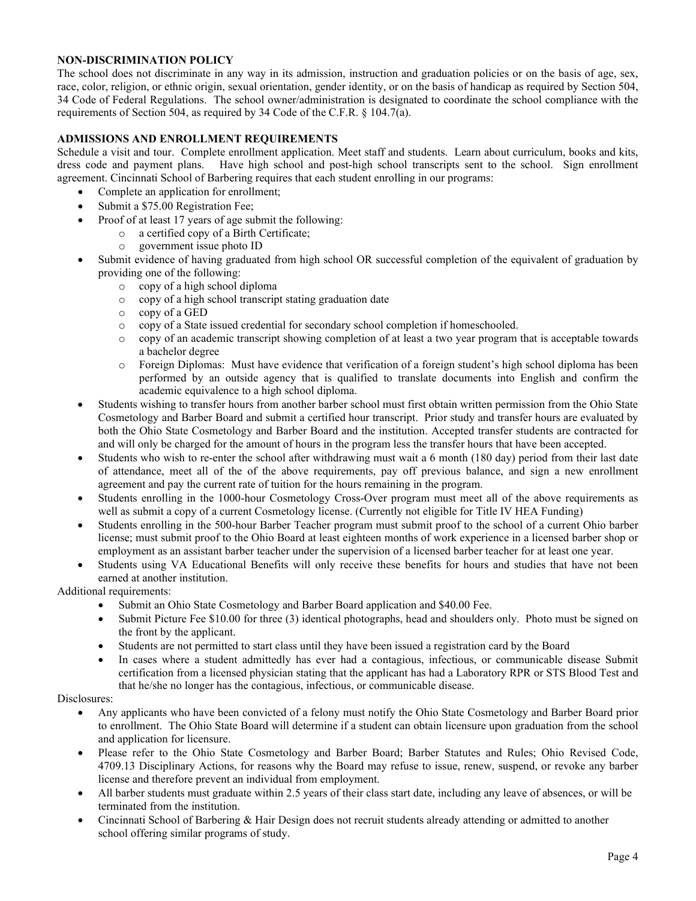**NON-DISCRIMINATION POLICY**

The school does not discriminate in any way in its admission, instruction and graduation policies or on the basis of age, sex, race, color, religion, or ethnic origin, sexual orientation, gender identity, or on the basis of handicap as required by Section 504, 34 Code of Federal Regulations. The school owner/administration is designated to coordinate the school compliance with the requirements of Section 504, as required by 34 Code of the C.F.R. § 104.7(a).

**ADMISSIONS AND ENROLLMENT REQUIREMENTS**

Schedule a visit and tour. Complete enrollment application. Meet staff and students. Learn about curriculum, books and kits, dress code and payment plans. Have high school and post-high school transcripts sent to the school. Sign enrollment agreement. Cincinnati School of Barbering requires that each student enrolling in our programs:

- Complete an application for enrollment;
- Submit a $75.00 Registration Fee;
- Proof of at least 17 years of age submit the following:
  - a certified copy of a Birth Certificate;
  - government issue photo ID
- Submit evidence of having graduated from high school OR successful completion of the equivalent of graduation by providing one of the following:
  - copy of a high school diploma
  - copy of a high school transcript stating graduation date
  - copy of a GED
  - copy of a State issued credential for secondary school completion if homeschooled.
  - copy of an academic transcript showing completion of at least a two year program that is acceptable towards a bachelor degree
  - Foreign Diplomas: Must have evidence that verification of a foreign student's high school diploma has been performed by an outside agency that is qualified to translate documents into English and confirm the academic equivalence to a high school diploma.
- Students wishing to transfer hours from another barber school must first obtain written permission from the Ohio State Cosmetology and Barber Board and submit a certified hour transcript. Prior study and transfer hours are evaluated by both the Ohio State Cosmetology and Barber Board and the institution. Accepted transfer students are contracted for and will only be charged for the amount of hours in the program less the transfer hours that have been accepted.
- Students who wish to re-enter the school after withdrawing must wait a 6 month (180 day) period from their last date of attendance, meet all of the of the above requirements, pay off previous balance, and sign a new enrollment agreement and pay the current rate of tuition for the hours remaining in the program.
- Students enrolling in the 1000-hour Cosmetology Cross-Over program must meet all of the above requirements as well as submit a copy of a current Cosmetology license. (Currently not eligible for Title IV HEA Funding)
- Students enrolling in the 500-hour Barber Teacher program must submit proof to the school of a current Ohio barber license; must submit proof to the Ohio Board at least eighteen months of work experience in a licensed barber shop or employment as an assistant barber teacher under the supervision of a licensed barber teacher for at least one year.
- Students using VA Educational Benefits will only receive these benefits for hours and studies that have not been earned at another institution.

Additional requirements:

- Submit an Ohio State Cosmetology and Barber Board application and $40.00 Fee.
- Submit Picture Fee $10.00 for three (3) identical photographs, head and shoulders only. Photo must be signed on the front by the applicant.
- Students are not permitted to start class until they have been issued a registration card by the Board
- In cases where a student admittedly has ever had a contagious, infectious, or communicable disease Submit certification from a licensed physician stating that the applicant has had a Laboratory RPR or STS Blood Test and that he/she no longer has the contagious, infectious, or communicable disease.

Disclosures:

- Any applicants who have been convicted of a felony must notify the Ohio State Cosmetology and Barber Board prior to enrollment. The Ohio State Board will determine if a student can obtain licensure upon graduation from the school and application for licensure.
- Please refer to the Ohio State Cosmetology and Barber Board; Barber Statutes and Rules; Ohio Revised Code, 4709.13 Disciplinary Actions, for reasons why the Board may refuse to issue, renew, suspend, or revoke any barber license and therefore prevent an individual from employment.
- All barber students must graduate within 2.5 years of their class start date, including any leave of absences, or will be terminated from the institution.
- Cincinnati School of Barbering & Hair Design does not recruit students already attending or admitted to another school offering similar programs of study.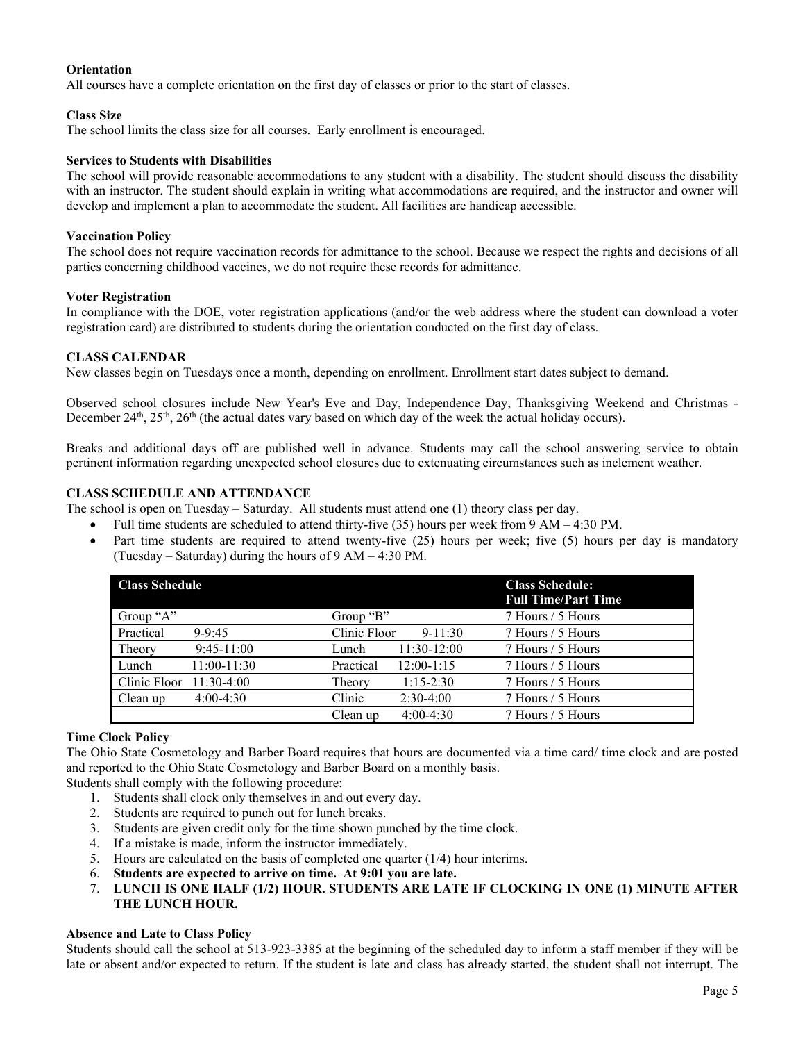**Orientation**

All courses have a complete orientation on the first day of classes or prior to the start of classes.

**Class Size**

The school limits the class size for all courses. Early enrollment is encouraged.

**Services to Students with Disabilities**

The school will provide reasonable accommodations to any student with a disability. The student should discuss the disability with an instructor. The student should explain in writing what accommodations are required, and the instructor and owner will develop and implement a plan to accommodate the student. All facilities are handicap accessible.

**Vaccination Policy**

The school does not require vaccination records for admittance to the school. Because we respect the rights and decisions of all parties concerning childhood vaccines, we do not require these records for admittance.

**Voter Registration**

In compliance with the DOE, voter registration applications (and/or the web address where the student can download a voter registration card) are distributed to students during the orientation conducted on the first day of class.

**CLASS CALENDAR**

New classes begin on Tuesdays once a month, depending on enrollment. Enrollment start dates subject to demand.

Observed school closures include New Year's Eve and Day, Independence Day, Thanksgiving Weekend and Christmas - December 24th, 25th, 26th (the actual dates vary based on which day of the week the actual holiday occurs).

Breaks and additional days off are published well in advance. Students may call the school answering service to obtain pertinent information regarding unexpected school closures due to extenuating circumstances such as inclement weather.

**CLASS SCHEDULE AND ATTENDANCE**

The school is open on Tuesday – Saturday. All students must attend one (1) theory class per day.

- Full time students are scheduled to attend thirty-five (35) hours per week from 9 AM – 4:30 PM.
- Part time students are required to attend twenty-five (25) hours per week; five (5) hours per day is mandatory (Tuesday – Saturday) during the hours of 9 AM – 4:30 PM.

| Class Schedule | | | | Class Schedule: Full Time/Part Time |
|---|---|---|---|---|
| Group "A" | | Group "B" | | 7 Hours / 5 Hours |
| Practical | 9-9:45 | Clinic Floor | 9-11:30 | 7 Hours / 5 Hours |
| Theory | 9:45-11:00 | Lunch | 11:30-12:00 | 7 Hours / 5 Hours |
| Lunch | 11:00-11:30 | Practical | 12:00-1:15 | 7 Hours / 5 Hours |
| Clinic Floor | 11:30-4:00 | Theory | 1:15-2:30 | 7 Hours / 5 Hours |
| Clean up | 4:00-4:30 | Clinic | 2:30-4:00 | 7 Hours / 5 Hours |
| | | Clean up | 4:00-4:30 | 7 Hours / 5 Hours |

**Time Clock Policy**

The Ohio State Cosmetology and Barber Board requires that hours are documented via a time card/ time clock and are posted and reported to the Ohio State Cosmetology and Barber Board on a monthly basis.

Students shall comply with the following procedure:

1. Students shall clock only themselves in and out every day.
2. Students are required to punch out for lunch breaks.
3. Students are given credit only for the time shown punched by the time clock.
4. If a mistake is made, inform the instructor immediately.
5. Hours are calculated on the basis of completed one quarter (1/4) hour interims.
6. **Students are expected to arrive on time. At 9:01 you are late.**
7. **LUNCH IS ONE HALF (1/2) HOUR. STUDENTS ARE LATE IF CLOCKING IN ONE (1) MINUTE AFTER THE LUNCH HOUR.**

**Absence and Late to Class Policy**

Students should call the school at 513-923-3385 at the beginning of the scheduled day to inform a staff member if they will be late or absent and/or expected to return. If the student is late and class has already started, the student shall not interrupt. The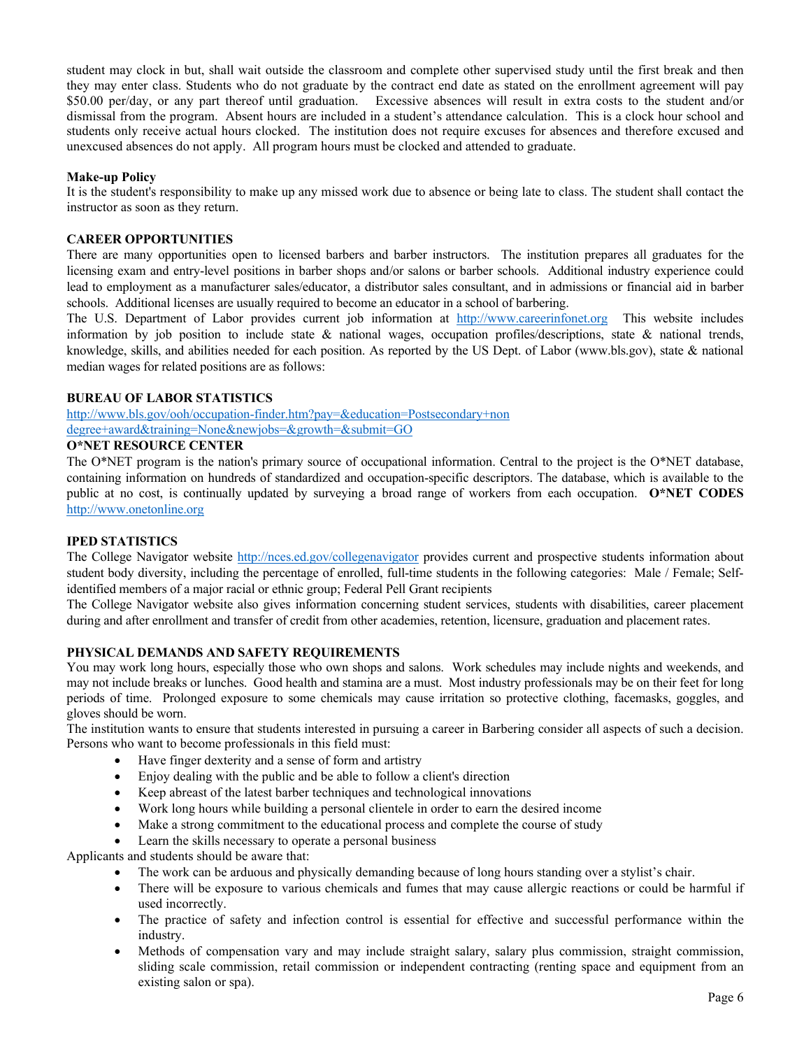student may clock in but, shall wait outside the classroom and complete other supervised study until the first break and then they may enter class. Students who do not graduate by the contract end date as stated on the enrollment agreement will pay $50.00 per/day, or any part thereof until graduation. Excessive absences will result in extra costs to the student and/or dismissal from the program. Absent hours are included in a student's attendance calculation. This is a clock hour school and students only receive actual hours clocked. The institution does not require excuses for absences and therefore excused and unexcused absences do not apply. All program hours must be clocked and attended to graduate.

**Make-up Policy**

It is the student's responsibility to make up any missed work due to absence or being late to class. The student shall contact the instructor as soon as they return.

**CAREER OPPORTUNITIES**

There are many opportunities open to licensed barbers and barber instructors. The institution prepares all graduates for the licensing exam and entry-level positions in barber shops and/or salons or barber schools. Additional industry experience could lead to employment as a manufacturer sales/educator, a distributor sales consultant, and in admissions or financial aid in barber schools. Additional licenses are usually required to become an educator in a school of barbering.

The U.S. Department of Labor provides current job information at http://www.careerinfonet.org This website includes information by job position to include state & national wages, occupation profiles/descriptions, state & national trends, knowledge, skills, and abilities needed for each position. As reported by the US Dept. of Labor (www.bls.gov), state & national median wages for related positions are as follows:

**BUREAU OF LABOR STATISTICS**

http://www.bls.gov/ooh/occupation-finder.htm?pay=&education=Postsecondary+non degree+award&training=None&newjobs=&growth=&submit=GO

**O*NET RESOURCE CENTER**

The O*NET program is the nation's primary source of occupational information. Central to the project is the O*NET database, containing information on hundreds of standardized and occupation-specific descriptors. The database, which is available to the public at no cost, is continually updated by surveying a broad range of workers from each occupation. **O*NET CODES** http://www.onetonline.org

**IPED STATISTICS**

The College Navigator website http://nces.ed.gov/collegenavigator provides current and prospective students information about student body diversity, including the percentage of enrolled, full-time students in the following categories: Male / Female; Self-identified members of a major racial or ethnic group; Federal Pell Grant recipients

The College Navigator website also gives information concerning student services, students with disabilities, career placement during and after enrollment and transfer of credit from other academies, retention, licensure, graduation and placement rates.

**PHYSICAL DEMANDS AND SAFETY REQUIREMENTS**

You may work long hours, especially those who own shops and salons. Work schedules may include nights and weekends, and may not include breaks or lunches. Good health and stamina are a must. Most industry professionals may be on their feet for long periods of time. Prolonged exposure to some chemicals may cause irritation so protective clothing, facemasks, goggles, and gloves should be worn.

The institution wants to ensure that students interested in pursuing a career in Barbering consider all aspects of such a decision. Persons who want to become professionals in this field must:

- Have finger dexterity and a sense of form and artistry
- Enjoy dealing with the public and be able to follow a client's direction
- Keep abreast of the latest barber techniques and technological innovations
- Work long hours while building a personal clientele in order to earn the desired income
- Make a strong commitment to the educational process and complete the course of study
- Learn the skills necessary to operate a personal business

Applicants and students should be aware that:

- The work can be arduous and physically demanding because of long hours standing over a stylist's chair.
- There will be exposure to various chemicals and fumes that may cause allergic reactions or could be harmful if used incorrectly.
- The practice of safety and infection control is essential for effective and successful performance within the industry.
- Methods of compensation vary and may include straight salary, salary plus commission, straight commission, sliding scale commission, retail commission or independent contracting (renting space and equipment from an existing salon or spa).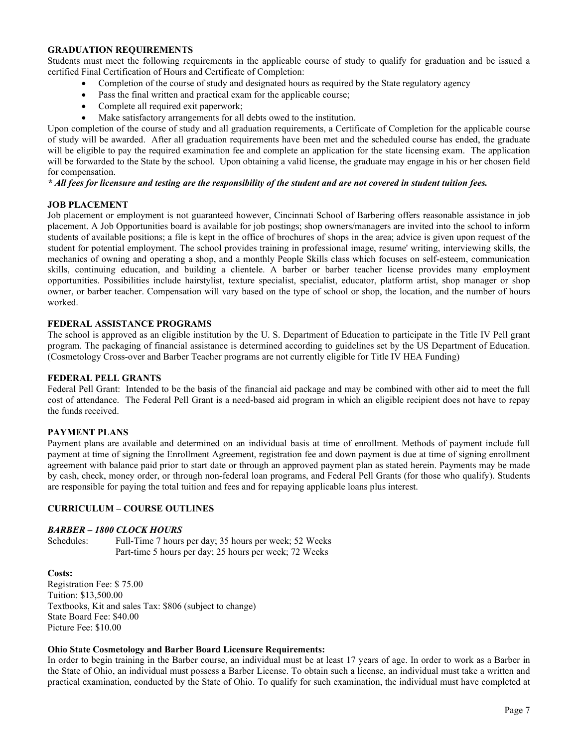**GRADUATION REQUIREMENTS**

Students must meet the following requirements in the applicable course of study to qualify for graduation and be issued a certified Final Certification of Hours and Certificate of Completion:

- Completion of the course of study and designated hours as required by the State regulatory agency
- Pass the final written and practical exam for the applicable course;
- Complete all required exit paperwork;
- Make satisfactory arrangements for all debts owed to the institution.

Upon completion of the course of study and all graduation requirements, a Certificate of Completion for the applicable course of study will be awarded. After all graduation requirements have been met and the scheduled course has ended, the graduate will be eligible to pay the required examination fee and complete an application for the state licensing exam. The application will be forwarded to the State by the school. Upon obtaining a valid license, the graduate may engage in his or her chosen field for compensation.

***\* All fees for licensure and testing are the responsibility of the student and are not covered in student tuition fees.***

**JOB PLACEMENT**

Job placement or employment is not guaranteed however, Cincinnati School of Barbering offers reasonable assistance in job placement. A Job Opportunities board is available for job postings; shop owners/managers are invited into the school to inform students of available positions; a file is kept in the office of brochures of shops in the area; advice is given upon request of the student for potential employment. The school provides training in professional image, resume' writing, interviewing skills, the mechanics of owning and operating a shop, and a monthly People Skills class which focuses on self-esteem, communication skills, continuing education, and building a clientele. A barber or barber teacher license provides many employment opportunities. Possibilities include hairstylist, texture specialist, specialist, educator, platform artist, shop manager or shop owner, or barber teacher. Compensation will vary based on the type of school or shop, the location, and the number of hours worked.

**FEDERAL ASSISTANCE PROGRAMS**

The school is approved as an eligible institution by the U. S. Department of Education to participate in the Title IV Pell grant program. The packaging of financial assistance is determined according to guidelines set by the US Department of Education. (Cosmetology Cross-over and Barber Teacher programs are not currently eligible for Title IV HEA Funding)

**FEDERAL PELL GRANTS**

Federal Pell Grant: Intended to be the basis of the financial aid package and may be combined with other aid to meet the full cost of attendance. The Federal Pell Grant is a need-based aid program in which an eligible recipient does not have to repay the funds received.

**PAYMENT PLANS**

Payment plans are available and determined on an individual basis at time of enrollment. Methods of payment include full payment at time of signing the Enrollment Agreement, registration fee and down payment is due at time of signing enrollment agreement with balance paid prior to start date or through an approved payment plan as stated herein. Payments may be made by cash, check, money order, or through non-federal loan programs, and Federal Pell Grants (for those who qualify). Students are responsible for paying the total tuition and fees and for repaying applicable loans plus interest.

**CURRICULUM – COURSE OUTLINES**

***BARBER – 1800 CLOCK HOURS***

Schedules: Full-Time 7 hours per day; 35 hours per week; 52 Weeks
Part-time 5 hours per day; 25 hours per week; 72 Weeks

**Costs:**

Registration Fee: $ 75.00
Tuition: $13,500.00
Textbooks, Kit and sales Tax: $806 (subject to change)
State Board Fee: $40.00
Picture Fee: $10.00

**Ohio State Cosmetology and Barber Board Licensure Requirements:**

In order to begin training in the Barber course, an individual must be at least 17 years of age. In order to work as a Barber in the State of Ohio, an individual must possess a Barber License. To obtain such a license, an individual must take a written and practical examination, conducted by the State of Ohio. To qualify for such examination, the individual must have completed at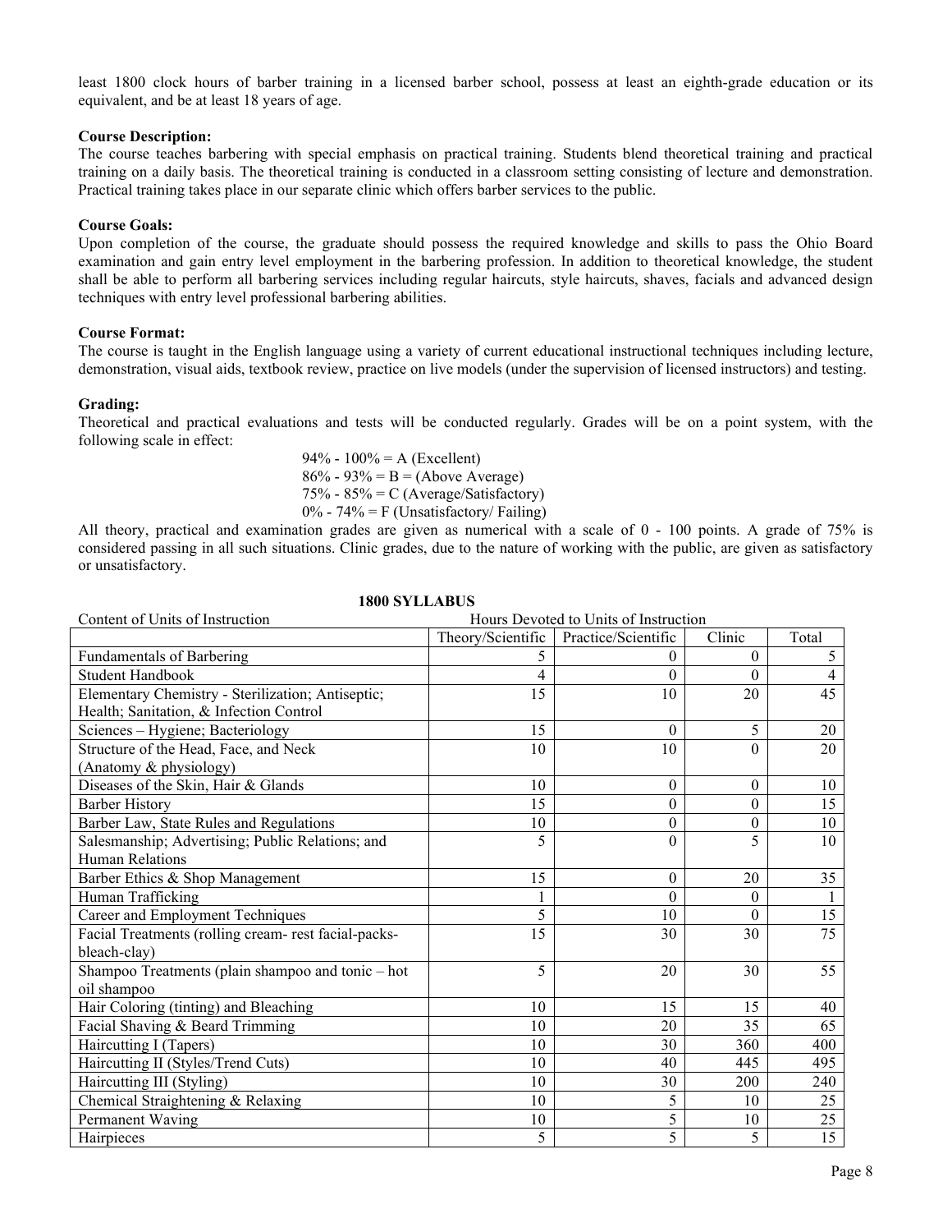least 1800 clock hours of barber training in a licensed barber school, possess at least an eighth-grade education or its equivalent, and be at least 18 years of age.

**Course Description:**
The course teaches barbering with special emphasis on practical training. Students blend theoretical training and practical training on a daily basis. The theoretical training is conducted in a classroom setting consisting of lecture and demonstration. Practical training takes place in our separate clinic which offers barber services to the public.

**Course Goals:**
Upon completion of the course, the graduate should possess the required knowledge and skills to pass the Ohio Board examination and gain entry level employment in the barbering profession. In addition to theoretical knowledge, the student shall be able to perform all barbering services including regular haircuts, style haircuts, shaves, facials and advanced design techniques with entry level professional barbering abilities.

**Course Format:**
The course is taught in the English language using a variety of current educational instructional techniques including lecture, demonstration, visual aids, textbook review, practice on live models (under the supervision of licensed instructors) and testing.

**Grading:**
Theoretical and practical evaluations and tests will be conducted regularly. Grades will be on a point system, with the following scale in effect:

94% - 100% = A (Excellent)
86% - 93% = B = (Above Average)
75% - 85% = C (Average/Satisfactory)
0% - 74% = F (Unsatisfactory/ Failing)

All theory, practical and examination grades are given as numerical with a scale of 0 - 100 points. A grade of 75% is considered passing in all such situations. Clinic grades, due to the nature of working with the public, are given as satisfactory or unsatisfactory.

**1800 SYLLABUS**

| Content of Units of Instruction | Hours Devoted to Units of Instruction | | | |
|---|---|---|---|---|
| | Theory/Scientific | Practice/Scientific | Clinic | Total |
| Fundamentals of Barbering | 5 | 0 | 0 | 5 |
| Student Handbook | 4 | 0 | 0 | 4 |
| Elementary Chemistry - Sterilization; Antiseptic; Health; Sanitation, & Infection Control | 15 | 10 | 20 | 45 |
| Sciences – Hygiene; Bacteriology | 15 | 0 | 5 | 20 |
| Structure of the Head, Face, and Neck (Anatomy & physiology) | 10 | 10 | 0 | 20 |
| Diseases of the Skin, Hair & Glands | 10 | 0 | 0 | 10 |
| Barber History | 15 | 0 | 0 | 15 |
| Barber Law, State Rules and Regulations | 10 | 0 | 0 | 10 |
| Salesmanship; Advertising; Public Relations; and Human Relations | 5 | 0 | 5 | 10 |
| Barber Ethics & Shop Management | 15 | 0 | 20 | 35 |
| Human Trafficking | 1 | 0 | 0 | 1 |
| Career and Employment Techniques | 5 | 10 | 0 | 15 |
| Facial Treatments (rolling cream- rest facial-packs-bleach-clay) | 15 | 30 | 30 | 75 |
| Shampoo Treatments (plain shampoo and tonic – hot oil shampoo | 5 | 20 | 30 | 55 |
| Hair Coloring (tinting) and Bleaching | 10 | 15 | 15 | 40 |
| Facial Shaving & Beard Trimming | 10 | 20 | 35 | 65 |
| Haircutting I (Tapers) | 10 | 30 | 360 | 400 |
| Haircutting II (Styles/Trend Cuts) | 10 | 40 | 445 | 495 |
| Haircutting III (Styling) | 10 | 30 | 200 | 240 |
| Chemical Straightening & Relaxing | 10 | 5 | 10 | 25 |
| Permanent Waving | 10 | 5 | 10 | 25 |
| Hairpieces | 5 | 5 | 5 | 15 |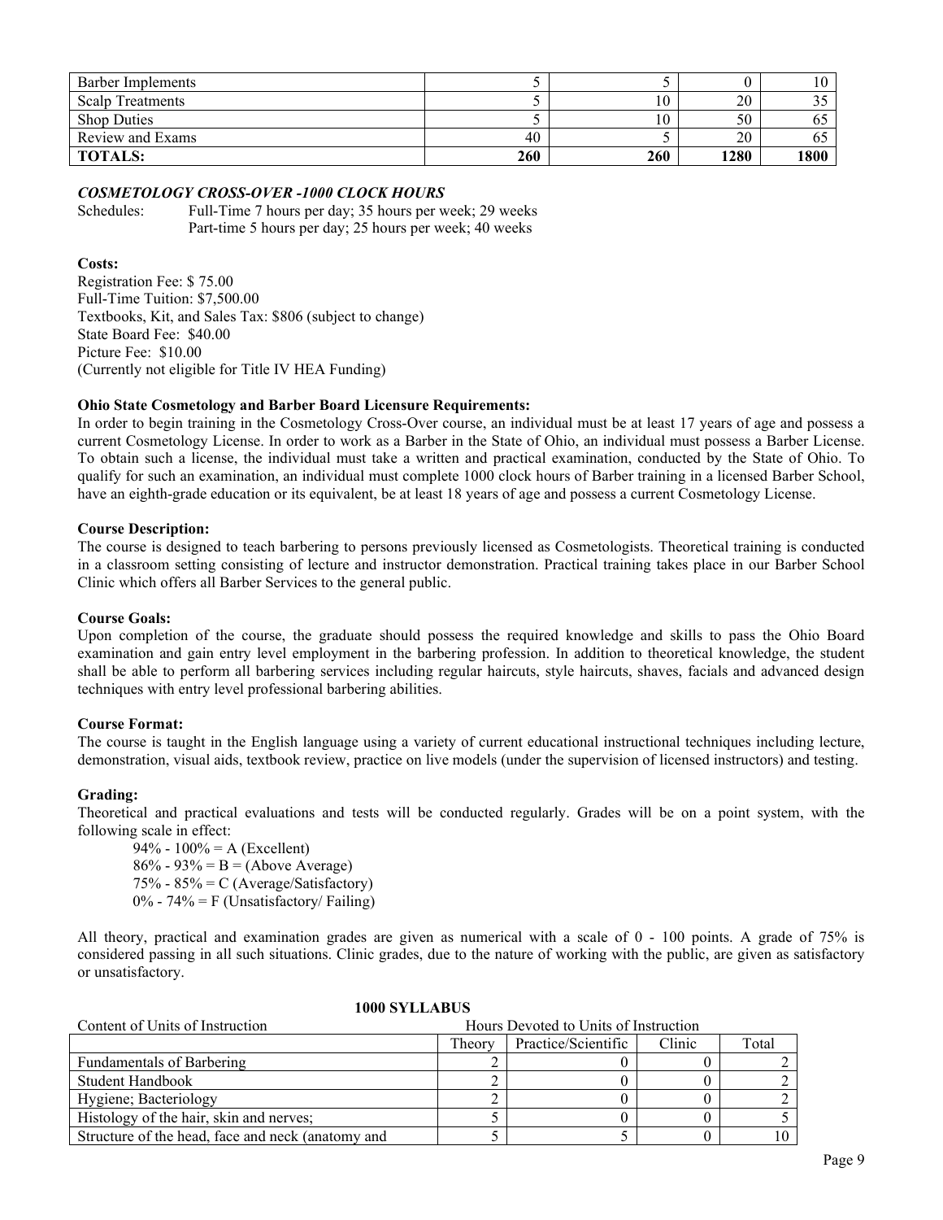| | | | | |
|---|---|---|---|---|
| Barber Implements | 5 | 5 | 0 | 10 |
| Scalp Treatments | 5 | 10 | 20 | 35 |
| Shop Duties | 5 | 10 | 50 | 65 |
| Review and Exams | 40 | 5 | 20 | 65 |
| **TOTALS:** | **260** | **260** | **1280** | **1800** |

### *COSMETOLOGY CROSS-OVER -1000 CLOCK HOURS*

Schedules: Full-Time 7 hours per day; 35 hours per week; 29 weeks
Part-time 5 hours per day; 25 hours per week; 40 weeks

**Costs:**
Registration Fee: $ 75.00
Full-Time Tuition: $7,500.00
Textbooks, Kit, and Sales Tax: $806 (subject to change)
State Board Fee: $40.00
Picture Fee: $10.00
(Currently not eligible for Title IV HEA Funding)

**Ohio State Cosmetology and Barber Board Licensure Requirements:**
In order to begin training in the Cosmetology Cross-Over course, an individual must be at least 17 years of age and possess a current Cosmetology License. In order to work as a Barber in the State of Ohio, an individual must possess a Barber License. To obtain such a license, the individual must take a written and practical examination, conducted by the State of Ohio. To qualify for such an examination, an individual must complete 1000 clock hours of Barber training in a licensed Barber School, have an eighth-grade education or its equivalent, be at least 18 years of age and possess a current Cosmetology License.

**Course Description:**
The course is designed to teach barbering to persons previously licensed as Cosmetologists. Theoretical training is conducted in a classroom setting consisting of lecture and instructor demonstration. Practical training takes place in our Barber School Clinic which offers all Barber Services to the general public.

**Course Goals:**
Upon completion of the course, the graduate should possess the required knowledge and skills to pass the Ohio Board examination and gain entry level employment in the barbering profession. In addition to theoretical knowledge, the student shall be able to perform all barbering services including regular haircuts, style haircuts, shaves, facials and advanced design techniques with entry level professional barbering abilities.

**Course Format:**
The course is taught in the English language using a variety of current educational instructional techniques including lecture, demonstration, visual aids, textbook review, practice on live models (under the supervision of licensed instructors) and testing.

**Grading:**
Theoretical and practical evaluations and tests will be conducted regularly. Grades will be on a point system, with the following scale in effect:

94% - 100% = A (Excellent)
86% - 93% = B = (Above Average)
75% - 85% = C (Average/Satisfactory)
0% - 74% = F (Unsatisfactory/ Failing)

All theory, practical and examination grades are given as numerical with a scale of 0 - 100 points. A grade of 75% is considered passing in all such situations. Clinic grades, due to the nature of working with the public, are given as satisfactory or unsatisfactory.

**1000 SYLLABUS**

| Content of Units of Instruction | Hours Devoted to Units of Instruction | | | |
|---|---|---|---|---|
| | Theory | Practice/Scientific | Clinic | Total |
| Fundamentals of Barbering | 2 | 0 | 0 | 2 |
| Student Handbook | 2 | 0 | 0 | 2 |
| Hygiene; Bacteriology | 2 | 0 | 0 | 2 |
| Histology of the hair, skin and nerves; | 5 | 0 | 0 | 5 |
| Structure of the head, face and neck (anatomy and | 5 | 5 | 0 | 10 |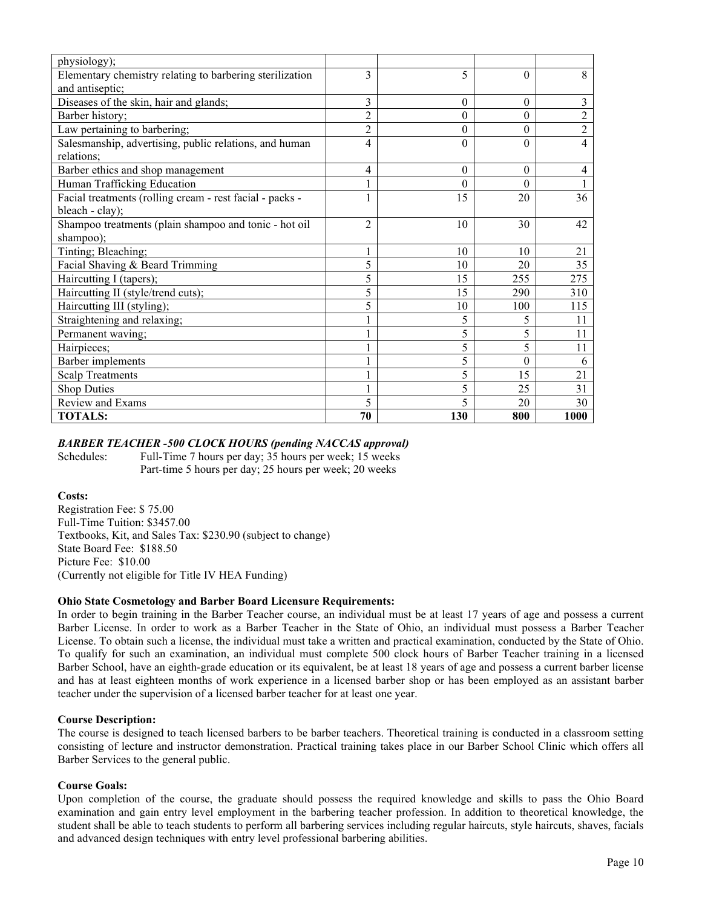| physiology); | | | | |
|---|---|---|---|---|
| Elementary chemistry relating to barbering sterilization and antiseptic; | 3 | 5 | 0 | 8 |
| Diseases of the skin, hair and glands; | 3 | 0 | 0 | 3 |
| Barber history; | 2 | 0 | 0 | 2 |
| Law pertaining to barbering; | 2 | 0 | 0 | 2 |
| Salesmanship, advertising, public relations, and human relations; | 4 | 0 | 0 | 4 |
| Barber ethics and shop management | 4 | 0 | 0 | 4 |
| Human Trafficking Education | 1 | 0 | 0 | 1 |
| Facial treatments (rolling cream - rest facial - packs - bleach - clay); | 1 | 15 | 20 | 36 |
| Shampoo treatments (plain shampoo and tonic - hot oil shampoo); | 2 | 10 | 30 | 42 |
| Tinting; Bleaching; | 1 | 10 | 10 | 21 |
| Facial Shaving & Beard Trimming | 5 | 10 | 20 | 35 |
| Haircutting I (tapers); | 5 | 15 | 255 | 275 |
| Haircutting II (style/trend cuts); | 5 | 15 | 290 | 310 |
| Haircutting III (styling); | 5 | 10 | 100 | 115 |
| Straightening and relaxing; | 1 | 5 | 5 | 11 |
| Permanent waving; | 1 | 5 | 5 | 11 |
| Hairpieces; | 1 | 5 | 5 | 11 |
| Barber implements | 1 | 5 | 0 | 6 |
| Scalp Treatments | 1 | 5 | 15 | 21 |
| Shop Duties | 1 | 5 | 25 | 31 |
| Review and Exams | 5 | 5 | 20 | 30 |
| **TOTALS:** | **70** | **130** | **800** | **1000** |

***BARBER TEACHER -500 CLOCK HOURS (pending NACCAS approval)***

Schedules: Full-Time 7 hours per day; 35 hours per week; 15 weeks
Part-time 5 hours per day; 25 hours per week; 20 weeks

**Costs:**

Registration Fee: $ 75.00
Full-Time Tuition: $3457.00
Textbooks, Kit, and Sales Tax: $230.90 (subject to change)
State Board Fee: $188.50
Picture Fee: $10.00
(Currently not eligible for Title IV HEA Funding)

**Ohio State Cosmetology and Barber Board Licensure Requirements:**

In order to begin training in the Barber Teacher course, an individual must be at least 17 years of age and possess a current Barber License. In order to work as a Barber Teacher in the State of Ohio, an individual must possess a Barber Teacher License. To obtain such a license, the individual must take a written and practical examination, conducted by the State of Ohio. To qualify for such an examination, an individual must complete 500 clock hours of Barber Teacher training in a licensed Barber School, have an eighth-grade education or its equivalent, be at least 18 years of age and possess a current barber license and has at least eighteen months of work experience in a licensed barber shop or has been employed as an assistant barber teacher under the supervision of a licensed barber teacher for at least one year.

**Course Description:**

The course is designed to teach licensed barbers to be barber teachers. Theoretical training is conducted in a classroom setting consisting of lecture and instructor demonstration. Practical training takes place in our Barber School Clinic which offers all Barber Services to the general public.

**Course Goals:**

Upon completion of the course, the graduate should possess the required knowledge and skills to pass the Ohio Board examination and gain entry level employment in the barbering teacher profession. In addition to theoretical knowledge, the student shall be able to teach students to perform all barbering services including regular haircuts, style haircuts, shaves, facials and advanced design techniques with entry level professional barbering abilities.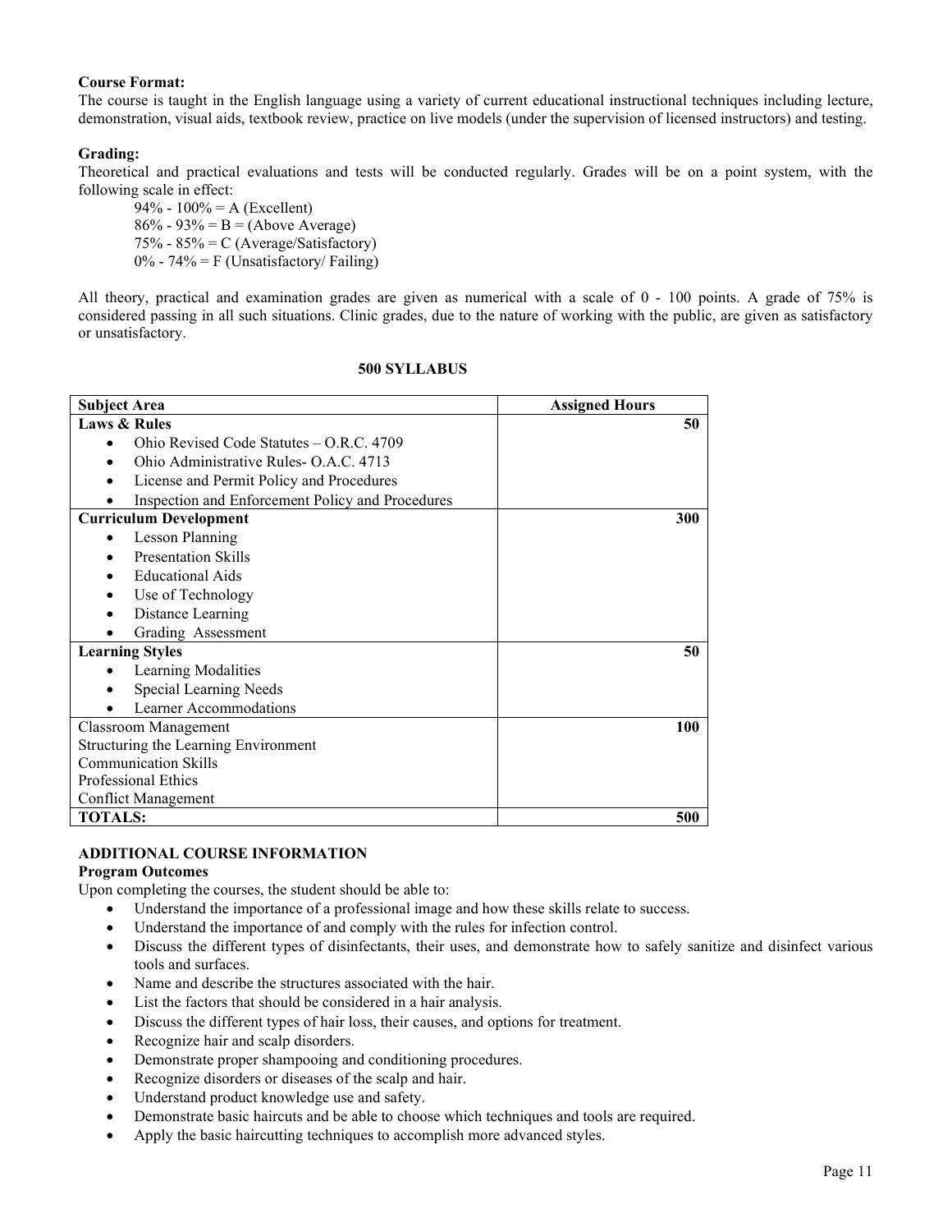**Course Format:**
The course is taught in the English language using a variety of current educational instructional techniques including lecture, demonstration, visual aids, textbook review, practice on live models (under the supervision of licensed instructors) and testing.

**Grading:**
Theoretical and practical evaluations and tests will be conducted regularly. Grades will be on a point system, with the following scale in effect:

94% - 100% = A (Excellent)
86% - 93% = B = (Above Average)
75% - 85% = C (Average/Satisfactory)
0% - 74% = F (Unsatisfactory/ Failing)

All theory, practical and examination grades are given as numerical with a scale of 0 - 100 points. A grade of 75% is considered passing in all such situations. Clinic grades, due to the nature of working with the public, are given as satisfactory or unsatisfactory.

**500 SYLLABUS**

| Subject Area | Assigned Hours |
|---|---|
| **Laws & Rules**<br>• Ohio Revised Code Statutes – O.R.C. 4709<br>• Ohio Administrative Rules- O.A.C. 4713<br>• License and Permit Policy and Procedures<br>• Inspection and Enforcement Policy and Procedures | **50** |
| **Curriculum Development**<br>• Lesson Planning<br>• Presentation Skills<br>• Educational Aids<br>• Use of Technology<br>• Distance Learning<br>• Grading Assessment | **300** |
| **Learning Styles**<br>• Learning Modalities<br>• Special Learning Needs<br>• Learner Accommodations | **50** |
| Classroom Management<br>Structuring the Learning Environment<br>Communication Skills<br>Professional Ethics<br>Conflict Management | **100** |
| **TOTALS:** | **500** |

**ADDITIONAL COURSE INFORMATION**

**Program Outcomes**

Upon completing the courses, the student should be able to:

- Understand the importance of a professional image and how these skills relate to success.
- Understand the importance of and comply with the rules for infection control.
- Discuss the different types of disinfectants, their uses, and demonstrate how to safely sanitize and disinfect various tools and surfaces.
- Name and describe the structures associated with the hair.
- List the factors that should be considered in a hair analysis.
- Discuss the different types of hair loss, their causes, and options for treatment.
- Recognize hair and scalp disorders.
- Demonstrate proper shampooing and conditioning procedures.
- Recognize disorders or diseases of the scalp and hair.
- Understand product knowledge use and safety.
- Demonstrate basic haircuts and be able to choose which techniques and tools are required.
- Apply the basic haircutting techniques to accomplish more advanced styles.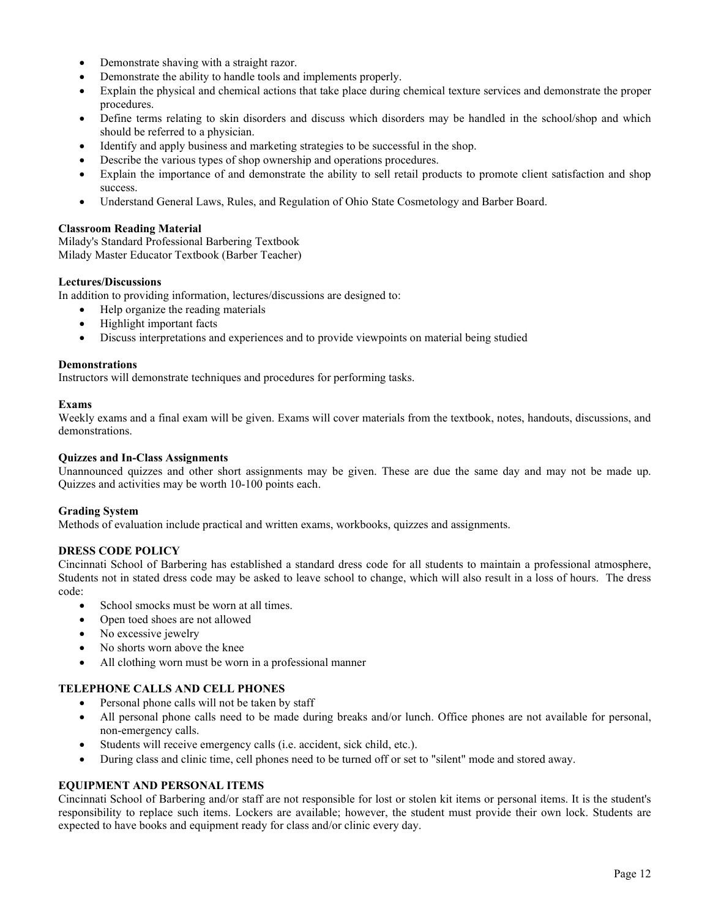- Demonstrate shaving with a straight razor.
- Demonstrate the ability to handle tools and implements properly.
- Explain the physical and chemical actions that take place during chemical texture services and demonstrate the proper procedures.
- Define terms relating to skin disorders and discuss which disorders may be handled in the school/shop and which should be referred to a physician.
- Identify and apply business and marketing strategies to be successful in the shop.
- Describe the various types of shop ownership and operations procedures.
- Explain the importance of and demonstrate the ability to sell retail products to promote client satisfaction and shop success.
- Understand General Laws, Rules, and Regulation of Ohio State Cosmetology and Barber Board.

**Classroom Reading Material**
Milady's Standard Professional Barbering Textbook
Milady Master Educator Textbook (Barber Teacher)

**Lectures/Discussions**
In addition to providing information, lectures/discussions are designed to:

- Help organize the reading materials
- Highlight important facts
- Discuss interpretations and experiences and to provide viewpoints on material being studied

**Demonstrations**
Instructors will demonstrate techniques and procedures for performing tasks.

**Exams**
Weekly exams and a final exam will be given. Exams will cover materials from the textbook, notes, handouts, discussions, and demonstrations.

**Quizzes and In-Class Assignments**
Unannounced quizzes and other short assignments may be given. These are due the same day and may not be made up. Quizzes and activities may be worth 10-100 points each.

**Grading System**
Methods of evaluation include practical and written exams, workbooks, quizzes and assignments.

**DRESS CODE POLICY**
Cincinnati School of Barbering has established a standard dress code for all students to maintain a professional atmosphere, Students not in stated dress code may be asked to leave school to change, which will also result in a loss of hours. The dress code:

- School smocks must be worn at all times.
- Open toed shoes are not allowed
- No excessive jewelry
- No shorts worn above the knee
- All clothing worn must be worn in a professional manner

**TELEPHONE CALLS AND CELL PHONES**

- Personal phone calls will not be taken by staff
- All personal phone calls need to be made during breaks and/or lunch. Office phones are not available for personal, non-emergency calls.
- Students will receive emergency calls (i.e. accident, sick child, etc.).
- During class and clinic time, cell phones need to be turned off or set to "silent" mode and stored away.

**EQUIPMENT AND PERSONAL ITEMS**
Cincinnati School of Barbering and/or staff are not responsible for lost or stolen kit items or personal items. It is the student's responsibility to replace such items. Lockers are available; however, the student must provide their own lock. Students are expected to have books and equipment ready for class and/or clinic every day.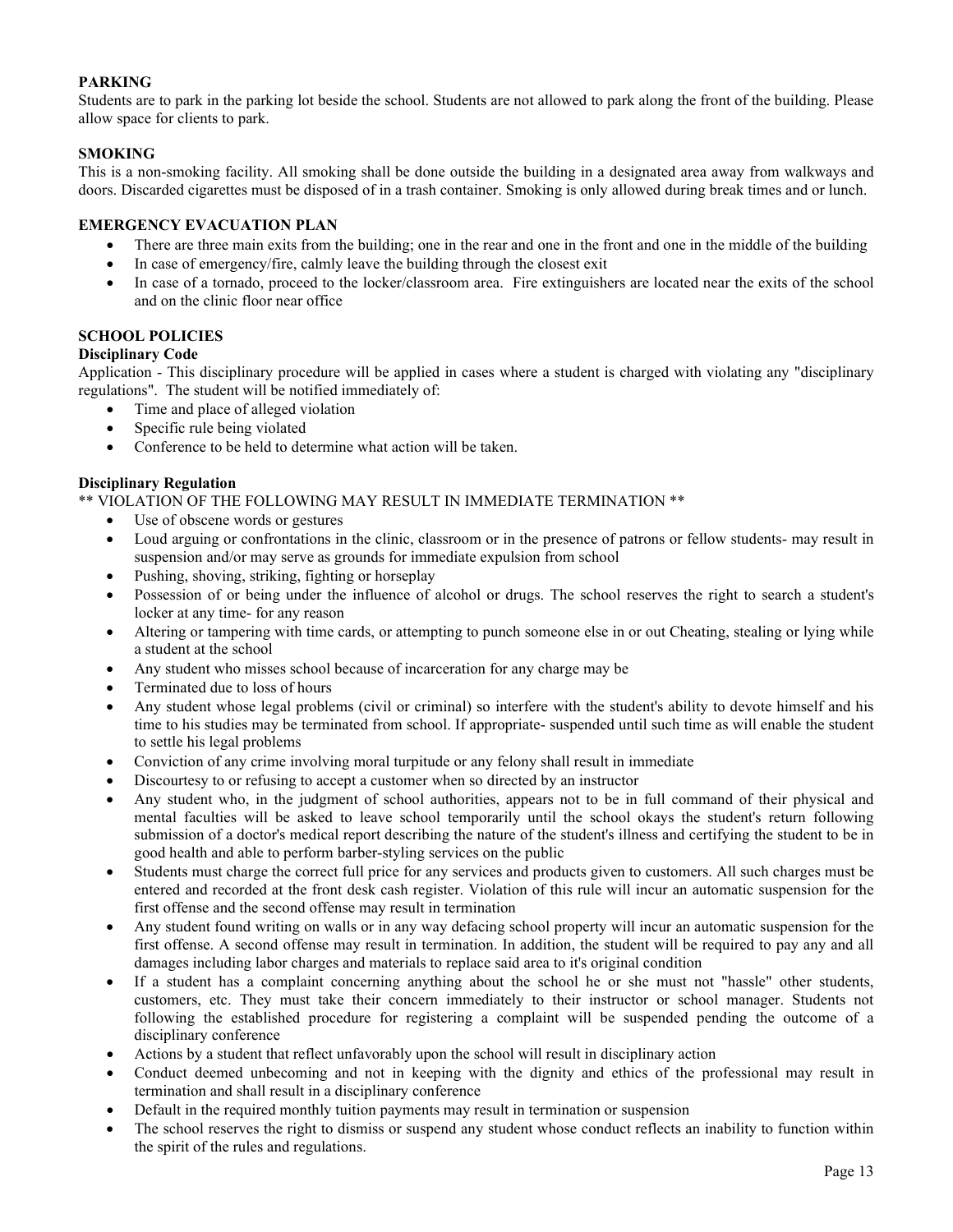**PARKING**

Students are to park in the parking lot beside the school. Students are not allowed to park along the front of the building. Please allow space for clients to park.

**SMOKING**

This is a non-smoking facility. All smoking shall be done outside the building in a designated area away from walkways and doors. Discarded cigarettes must be disposed of in a trash container. Smoking is only allowed during break times and or lunch.

**EMERGENCY EVACUATION PLAN**

- There are three main exits from the building; one in the rear and one in the front and one in the middle of the building
- In case of emergency/fire, calmly leave the building through the closest exit
- In case of a tornado, proceed to the locker/classroom area. Fire extinguishers are located near the exits of the school and on the clinic floor near office

**SCHOOL POLICIES**

**Disciplinary Code**

Application - This disciplinary procedure will be applied in cases where a student is charged with violating any "disciplinary regulations". The student will be notified immediately of:

- Time and place of alleged violation
- Specific rule being violated
- Conference to be held to determine what action will be taken.

**Disciplinary Regulation**

** VIOLATION OF THE FOLLOWING MAY RESULT IN IMMEDIATE TERMINATION **

- Use of obscene words or gestures
- Loud arguing or confrontations in the clinic, classroom or in the presence of patrons or fellow students- may result in suspension and/or may serve as grounds for immediate expulsion from school
- Pushing, shoving, striking, fighting or horseplay
- Possession of or being under the influence of alcohol or drugs. The school reserves the right to search a student's locker at any time- for any reason
- Altering or tampering with time cards, or attempting to punch someone else in or out Cheating, stealing or lying while a student at the school
- Any student who misses school because of incarceration for any charge may be
- Terminated due to loss of hours
- Any student whose legal problems (civil or criminal) so interfere with the student's ability to devote himself and his time to his studies may be terminated from school. If appropriate- suspended until such time as will enable the student to settle his legal problems
- Conviction of any crime involving moral turpitude or any felony shall result in immediate
- Discourtesy to or refusing to accept a customer when so directed by an instructor
- Any student who, in the judgment of school authorities, appears not to be in full command of their physical and mental faculties will be asked to leave school temporarily until the school okays the student's return following submission of a doctor's medical report describing the nature of the student's illness and certifying the student to be in good health and able to perform barber-styling services on the public
- Students must charge the correct full price for any services and products given to customers. All such charges must be entered and recorded at the front desk cash register. Violation of this rule will incur an automatic suspension for the first offense and the second offense may result in termination
- Any student found writing on walls or in any way defacing school property will incur an automatic suspension for the first offense. A second offense may result in termination. In addition, the student will be required to pay any and all damages including labor charges and materials to replace said area to it's original condition
- If a student has a complaint concerning anything about the school he or she must not "hassle" other students, customers, etc. They must take their concern immediately to their instructor or school manager. Students not following the established procedure for registering a complaint will be suspended pending the outcome of a disciplinary conference
- Actions by a student that reflect unfavorably upon the school will result in disciplinary action
- Conduct deemed unbecoming and not in keeping with the dignity and ethics of the professional may result in termination and shall result in a disciplinary conference
- Default in the required monthly tuition payments may result in termination or suspension
- The school reserves the right to dismiss or suspend any student whose conduct reflects an inability to function within the spirit of the rules and regulations.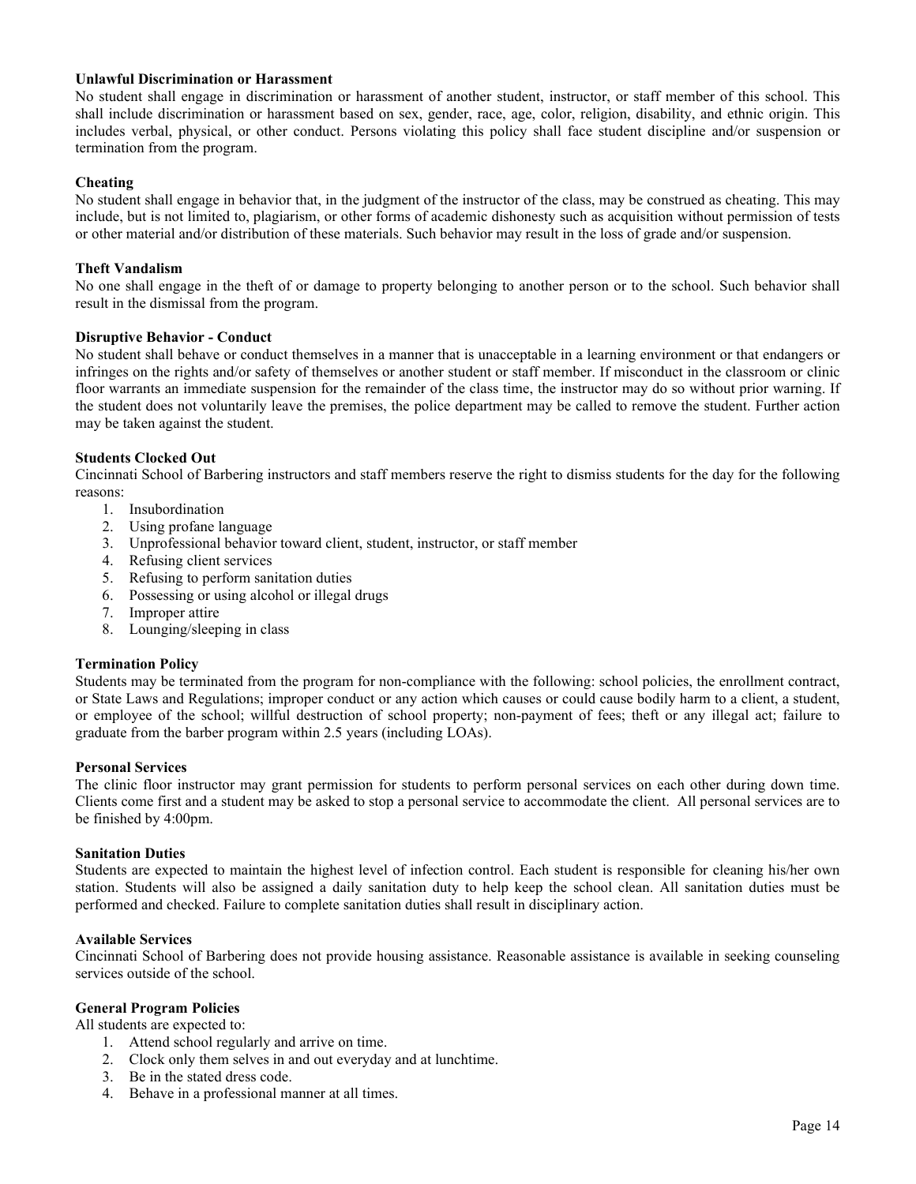**Unlawful Discrimination or Harassment**

No student shall engage in discrimination or harassment of another student, instructor, or staff member of this school. This shall include discrimination or harassment based on sex, gender, race, age, color, religion, disability, and ethnic origin. This includes verbal, physical, or other conduct. Persons violating this policy shall face student discipline and/or suspension or termination from the program.

**Cheating**

No student shall engage in behavior that, in the judgment of the instructor of the class, may be construed as cheating. This may include, but is not limited to, plagiarism, or other forms of academic dishonesty such as acquisition without permission of tests or other material and/or distribution of these materials. Such behavior may result in the loss of grade and/or suspension.

**Theft Vandalism**

No one shall engage in the theft of or damage to property belonging to another person or to the school. Such behavior shall result in the dismissal from the program.

**Disruptive Behavior - Conduct**

No student shall behave or conduct themselves in a manner that is unacceptable in a learning environment or that endangers or infringes on the rights and/or safety of themselves or another student or staff member. If misconduct in the classroom or clinic floor warrants an immediate suspension for the remainder of the class time, the instructor may do so without prior warning. If the student does not voluntarily leave the premises, the police department may be called to remove the student. Further action may be taken against the student.

**Students Clocked Out**

Cincinnati School of Barbering instructors and staff members reserve the right to dismiss students for the day for the following reasons:

1. Insubordination
2. Using profane language
3. Unprofessional behavior toward client, student, instructor, or staff member
4. Refusing client services
5. Refusing to perform sanitation duties
6. Possessing or using alcohol or illegal drugs
7. Improper attire
8. Lounging/sleeping in class

**Termination Policy**

Students may be terminated from the program for non-compliance with the following: school policies, the enrollment contract, or State Laws and Regulations; improper conduct or any action which causes or could cause bodily harm to a client, a student, or employee of the school; willful destruction of school property; non-payment of fees; theft or any illegal act; failure to graduate from the barber program within 2.5 years (including LOAs).

**Personal Services**

The clinic floor instructor may grant permission for students to perform personal services on each other during down time. Clients come first and a student may be asked to stop a personal service to accommodate the client. All personal services are to be finished by 4:00pm.

**Sanitation Duties**

Students are expected to maintain the highest level of infection control. Each student is responsible for cleaning his/her own station. Students will also be assigned a daily sanitation duty to help keep the school clean. All sanitation duties must be performed and checked. Failure to complete sanitation duties shall result in disciplinary action.

**Available Services**

Cincinnati School of Barbering does not provide housing assistance. Reasonable assistance is available in seeking counseling services outside of the school.

**General Program Policies**

All students are expected to:

1. Attend school regularly and arrive on time.
2. Clock only them selves in and out everyday and at lunchtime.
3. Be in the stated dress code.
4. Behave in a professional manner at all times.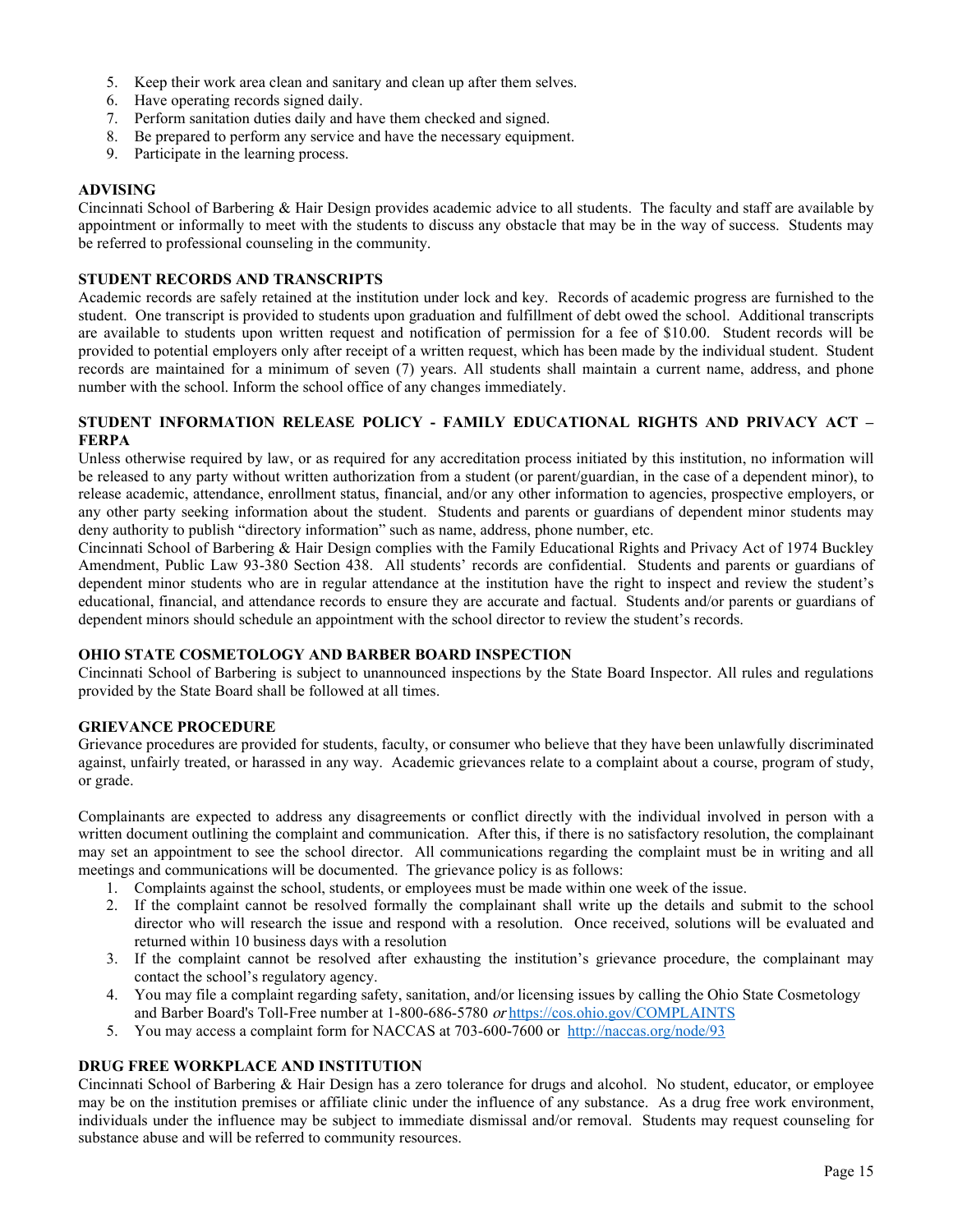5. Keep their work area clean and sanitary and clean up after them selves.
6. Have operating records signed daily.
7. Perform sanitation duties daily and have them checked and signed.
8. Be prepared to perform any service and have the necessary equipment.
9. Participate in the learning process.

**ADVISING**

Cincinnati School of Barbering & Hair Design provides academic advice to all students. The faculty and staff are available by appointment or informally to meet with the students to discuss any obstacle that may be in the way of success. Students may be referred to professional counseling in the community.

**STUDENT RECORDS AND TRANSCRIPTS**

Academic records are safely retained at the institution under lock and key. Records of academic progress are furnished to the student. One transcript is provided to students upon graduation and fulfillment of debt owed the school. Additional transcripts are available to students upon written request and notification of permission for a fee of $10.00. Student records will be provided to potential employers only after receipt of a written request, which has been made by the individual student. Student records are maintained for a minimum of seven (7) years. All students shall maintain a current name, address, and phone number with the school. Inform the school office of any changes immediately.

**STUDENT INFORMATION RELEASE POLICY - FAMILY EDUCATIONAL RIGHTS AND PRIVACY ACT – FERPA**

Unless otherwise required by law, or as required for any accreditation process initiated by this institution, no information will be released to any party without written authorization from a student (or parent/guardian, in the case of a dependent minor), to release academic, attendance, enrollment status, financial, and/or any other information to agencies, prospective employers, or any other party seeking information about the student. Students and parents or guardians of dependent minor students may deny authority to publish "directory information" such as name, address, phone number, etc.

Cincinnati School of Barbering & Hair Design complies with the Family Educational Rights and Privacy Act of 1974 Buckley Amendment, Public Law 93-380 Section 438. All students' records are confidential. Students and parents or guardians of dependent minor students who are in regular attendance at the institution have the right to inspect and review the student's educational, financial, and attendance records to ensure they are accurate and factual. Students and/or parents or guardians of dependent minors should schedule an appointment with the school director to review the student's records.

**OHIO STATE COSMETOLOGY AND BARBER BOARD INSPECTION**

Cincinnati School of Barbering is subject to unannounced inspections by the State Board Inspector. All rules and regulations provided by the State Board shall be followed at all times.

**GRIEVANCE PROCEDURE**

Grievance procedures are provided for students, faculty, or consumer who believe that they have been unlawfully discriminated against, unfairly treated, or harassed in any way. Academic grievances relate to a complaint about a course, program of study, or grade.

Complainants are expected to address any disagreements or conflict directly with the individual involved in person with a written document outlining the complaint and communication. After this, if there is no satisfactory resolution, the complainant may set an appointment to see the school director. All communications regarding the complaint must be in writing and all meetings and communications will be documented. The grievance policy is as follows:

1. Complaints against the school, students, or employees must be made within one week of the issue.
2. If the complaint cannot be resolved formally the complainant shall write up the details and submit to the school director who will research the issue and respond with a resolution. Once received, solutions will be evaluated and returned within 10 business days with a resolution
3. If the complaint cannot be resolved after exhausting the institution's grievance procedure, the complainant may contact the school's regulatory agency.
4. You may file a complaint regarding safety, sanitation, and/or licensing issues by calling the Ohio State Cosmetology and Barber Board's Toll-Free number at 1-800-686-5780 *or* https://cos.ohio.gov/COMPLAINTS
5. You may access a complaint form for NACCAS at 703-600-7600 or http://naccas.org/node/93

**DRUG FREE WORKPLACE AND INSTITUTION**

Cincinnati School of Barbering & Hair Design has a zero tolerance for drugs and alcohol. No student, educator, or employee may be on the institution premises or affiliate clinic under the influence of any substance. As a drug free work environment, individuals under the influence may be subject to immediate dismissal and/or removal. Students may request counseling for substance abuse and will be referred to community resources.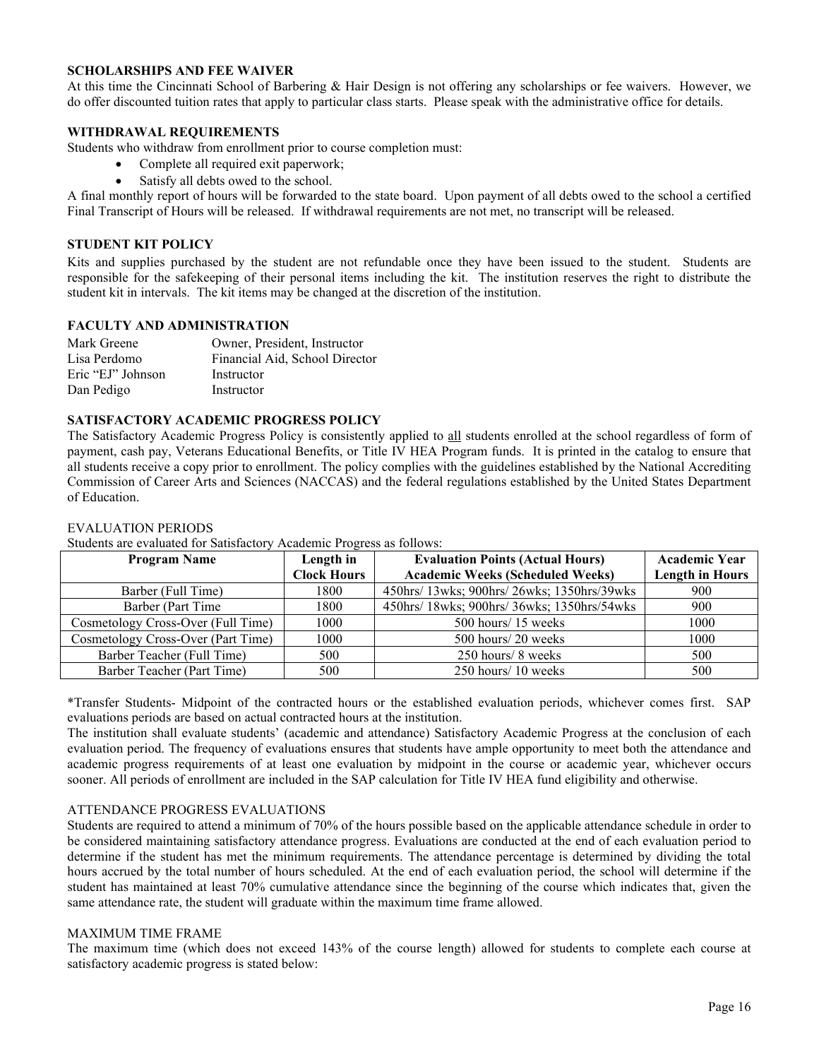## SCHOLARSHIPS AND FEE WAIVER

At this time the Cincinnati School of Barbering & Hair Design is not offering any scholarships or fee waivers. However, we do offer discounted tuition rates that apply to particular class starts. Please speak with the administrative office for details.

## WITHDRAWAL REQUIREMENTS

Students who withdraw from enrollment prior to course completion must:

- Complete all required exit paperwork;
- Satisfy all debts owed to the school.

A final monthly report of hours will be forwarded to the state board. Upon payment of all debts owed to the school a certified Final Transcript of Hours will be released. If withdrawal requirements are not met, no transcript will be released.

## STUDENT KIT POLICY

Kits and supplies purchased by the student are not refundable once they have been issued to the student. Students are responsible for the safekeeping of their personal items including the kit. The institution reserves the right to distribute the student kit in intervals. The kit items may be changed at the discretion of the institution.

## FACULTY AND ADMINISTRATION

| | |
|---|---|
| Mark Greene | Owner, President, Instructor |
| Lisa Perdomo | Financial Aid, School Director |
| Eric "EJ" Johnson | Instructor |
| Dan Pedigo | Instructor |

## SATISFACTORY ACADEMIC PROGRESS POLICY

The Satisfactory Academic Progress Policy is consistently applied to all students enrolled at the school regardless of form of payment, cash pay, Veterans Educational Benefits, or Title IV HEA Program funds. It is printed in the catalog to ensure that all students receive a copy prior to enrollment. The policy complies with the guidelines established by the National Accrediting Commission of Career Arts and Sciences (NACCAS) and the federal regulations established by the United States Department of Education.

### EVALUATION PERIODS

Students are evaluated for Satisfactory Academic Progress as follows:

| Program Name | Length in Clock Hours | Evaluation Points (Actual Hours) Academic Weeks (Scheduled Weeks) | Academic Year Length in Hours |
|---|---|---|---|
| Barber (Full Time) | 1800 | 450hrs/ 13wks; 900hrs/ 26wks; 1350hrs/39wks | 900 |
| Barber (Part Time | 1800 | 450hrs/ 18wks; 900hrs/ 36wks; 1350hrs/54wks | 900 |
| Cosmetology Cross-Over (Full Time) | 1000 | 500 hours/ 15 weeks | 1000 |
| Cosmetology Cross-Over (Part Time) | 1000 | 500 hours/ 20 weeks | 1000 |
| Barber Teacher (Full Time) | 500 | 250 hours/ 8 weeks | 500 |
| Barber Teacher (Part Time) | 500 | 250 hours/ 10 weeks | 500 |

*Transfer Students- Midpoint of the contracted hours or the established evaluation periods, whichever comes first. SAP evaluations periods are based on actual contracted hours at the institution.

The institution shall evaluate students' (academic and attendance) Satisfactory Academic Progress at the conclusion of each evaluation period. The frequency of evaluations ensures that students have ample opportunity to meet both the attendance and academic progress requirements of at least one evaluation by midpoint in the course or academic year, whichever occurs sooner. All periods of enrollment are included in the SAP calculation for Title IV HEA fund eligibility and otherwise.

### ATTENDANCE PROGRESS EVALUATIONS

Students are required to attend a minimum of 70% of the hours possible based on the applicable attendance schedule in order to be considered maintaining satisfactory attendance progress. Evaluations are conducted at the end of each evaluation period to determine if the student has met the minimum requirements. The attendance percentage is determined by dividing the total hours accrued by the total number of hours scheduled. At the end of each evaluation period, the school will determine if the student has maintained at least 70% cumulative attendance since the beginning of the course which indicates that, given the same attendance rate, the student will graduate within the maximum time frame allowed.

### MAXIMUM TIME FRAME

The maximum time (which does not exceed 143% of the course length) allowed for students to complete each course at satisfactory academic progress is stated below: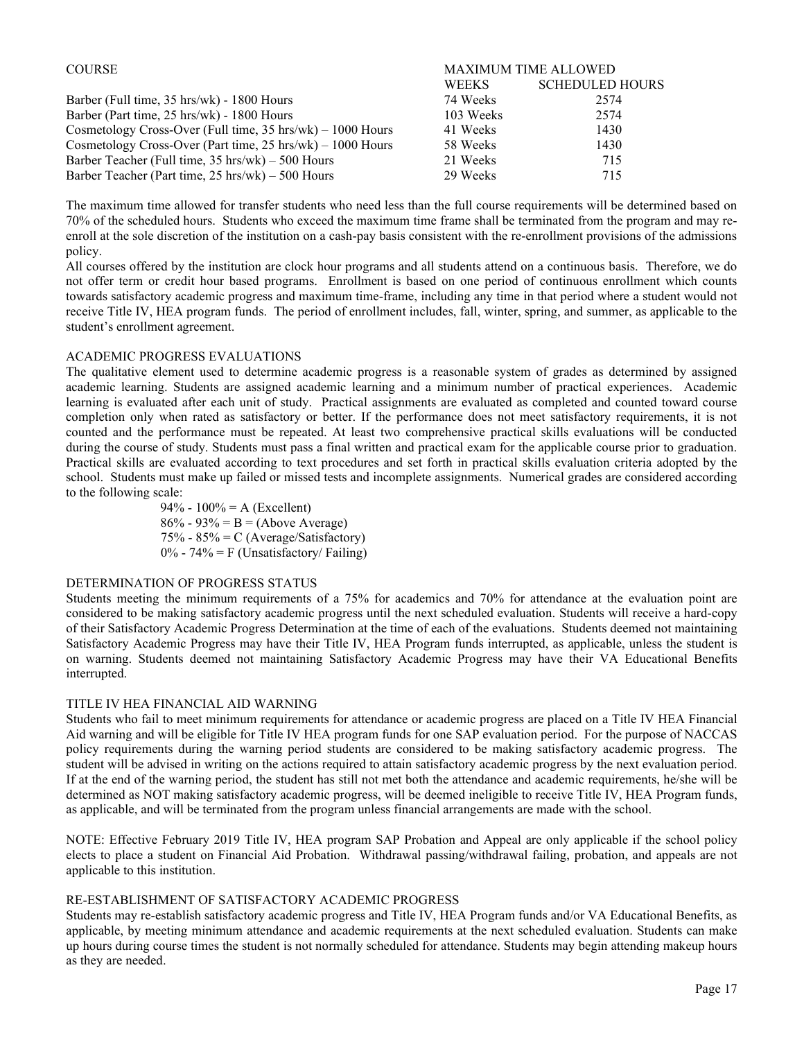| COURSE | MAXIMUM TIME ALLOWED | |
|---|---|---|
| | WEEKS | SCHEDULED HOURS |
| Barber (Full time, 35 hrs/wk) - 1800 Hours | 74 Weeks | 2574 |
| Barber (Part time, 25 hrs/wk) - 1800 Hours | 103 Weeks | 2574 |
| Cosmetology Cross-Over (Full time, 35 hrs/wk) – 1000 Hours | 41 Weeks | 1430 |
| Cosmetology Cross-Over (Part time, 25 hrs/wk) – 1000 Hours | 58 Weeks | 1430 |
| Barber Teacher (Full time, 35 hrs/wk) – 500 Hours | 21 Weeks | 715 |
| Barber Teacher (Part time, 25 hrs/wk) – 500 Hours | 29 Weeks | 715 |

The maximum time allowed for transfer students who need less than the full course requirements will be determined based on 70% of the scheduled hours. Students who exceed the maximum time frame shall be terminated from the program and may re-enroll at the sole discretion of the institution on a cash-pay basis consistent with the re-enrollment provisions of the admissions policy.

All courses offered by the institution are clock hour programs and all students attend on a continuous basis. Therefore, we do not offer term or credit hour based programs. Enrollment is based on one period of continuous enrollment which counts towards satisfactory academic progress and maximum time-frame, including any time in that period where a student would not receive Title IV, HEA program funds. The period of enrollment includes, fall, winter, spring, and summer, as applicable to the student's enrollment agreement.

## ACADEMIC PROGRESS EVALUATIONS

The qualitative element used to determine academic progress is a reasonable system of grades as determined by assigned academic learning. Students are assigned academic learning and a minimum number of practical experiences. Academic learning is evaluated after each unit of study. Practical assignments are evaluated as completed and counted toward course completion only when rated as satisfactory or better. If the performance does not meet satisfactory requirements, it is not counted and the performance must be repeated. At least two comprehensive practical skills evaluations will be conducted during the course of study. Students must pass a final written and practical exam for the applicable course prior to graduation. Practical skills are evaluated according to text procedures and set forth in practical skills evaluation criteria adopted by the school. Students must make up failed or missed tests and incomplete assignments. Numerical grades are considered according to the following scale:

94% - 100% = A (Excellent)
86% - 93% = B = (Above Average)
75% - 85% = C (Average/Satisfactory)
0% - 74% = F (Unsatisfactory/ Failing)

## DETERMINATION OF PROGRESS STATUS

Students meeting the minimum requirements of a 75% for academics and 70% for attendance at the evaluation point are considered to be making satisfactory academic progress until the next scheduled evaluation. Students will receive a hard-copy of their Satisfactory Academic Progress Determination at the time of each of the evaluations. Students deemed not maintaining Satisfactory Academic Progress may have their Title IV, HEA Program funds interrupted, as applicable, unless the student is on warning. Students deemed not maintaining Satisfactory Academic Progress may have their VA Educational Benefits interrupted.

## TITLE IV HEA FINANCIAL AID WARNING

Students who fail to meet minimum requirements for attendance or academic progress are placed on a Title IV HEA Financial Aid warning and will be eligible for Title IV HEA program funds for one SAP evaluation period. For the purpose of NACCAS policy requirements during the warning period students are considered to be making satisfactory academic progress. The student will be advised in writing on the actions required to attain satisfactory academic progress by the next evaluation period. If at the end of the warning period, the student has still not met both the attendance and academic requirements, he/she will be determined as NOT making satisfactory academic progress, will be deemed ineligible to receive Title IV, HEA Program funds, as applicable, and will be terminated from the program unless financial arrangements are made with the school.

NOTE: Effective February 2019 Title IV, HEA program SAP Probation and Appeal are only applicable if the school policy elects to place a student on Financial Aid Probation. Withdrawal passing/withdrawal failing, probation, and appeals are not applicable to this institution.

## RE-ESTABLISHMENT OF SATISFACTORY ACADEMIC PROGRESS

Students may re-establish satisfactory academic progress and Title IV, HEA Program funds and/or VA Educational Benefits, as applicable, by meeting minimum attendance and academic requirements at the next scheduled evaluation. Students can make up hours during course times the student is not normally scheduled for attendance. Students may begin attending makeup hours as they are needed.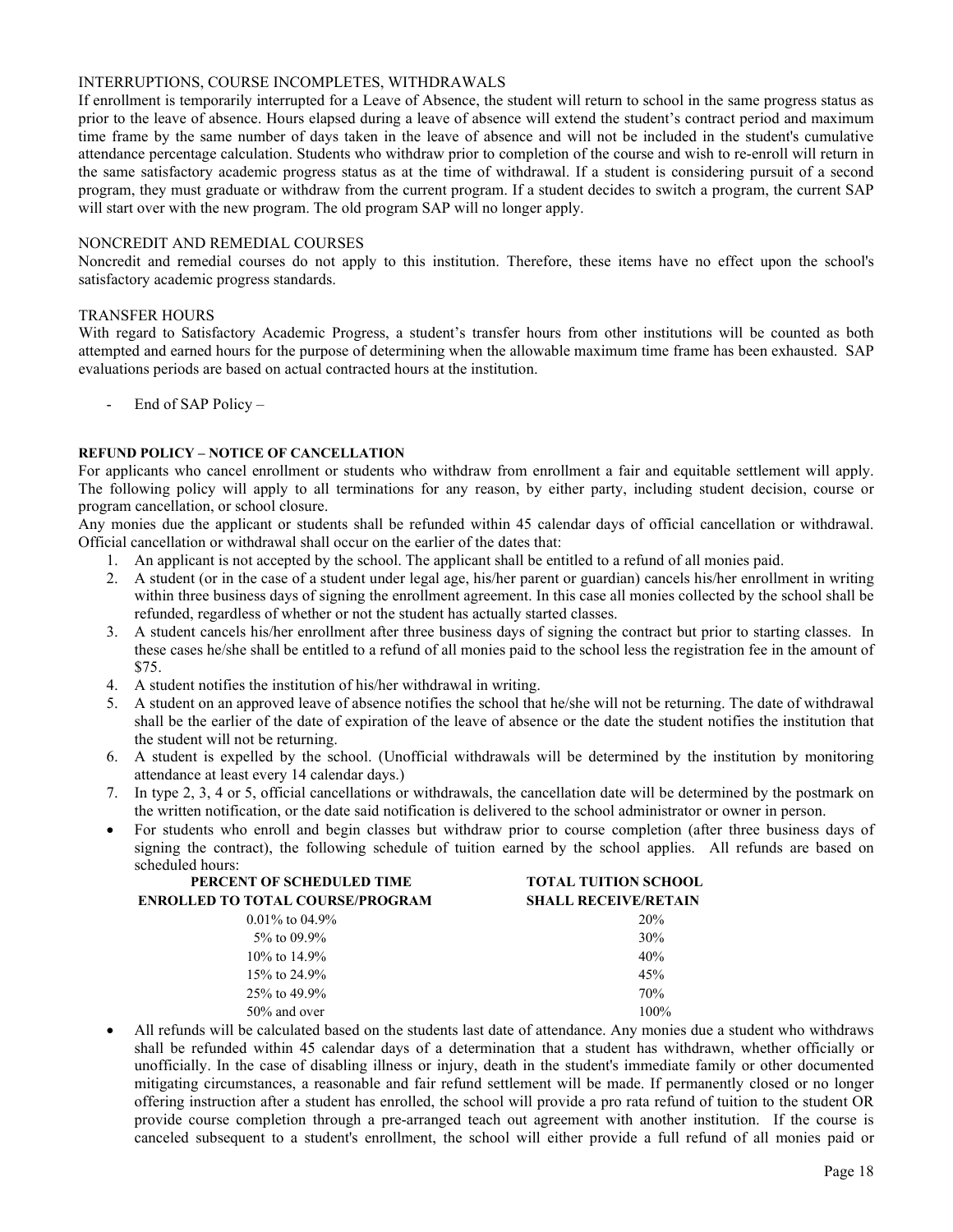## INTERRUPTIONS, COURSE INCOMPLETES, WITHDRAWALS

If enrollment is temporarily interrupted for a Leave of Absence, the student will return to school in the same progress status as prior to the leave of absence. Hours elapsed during a leave of absence will extend the student's contract period and maximum time frame by the same number of days taken in the leave of absence and will not be included in the student's cumulative attendance percentage calculation. Students who withdraw prior to completion of the course and wish to re-enroll will return in the same satisfactory academic progress status as at the time of withdrawal. If a student is considering pursuit of a second program, they must graduate or withdraw from the current program. If a student decides to switch a program, the current SAP will start over with the new program. The old program SAP will no longer apply.

## NONCREDIT AND REMEDIAL COURSES

Noncredit and remedial courses do not apply to this institution. Therefore, these items have no effect upon the school's satisfactory academic progress standards.

## TRANSFER HOURS

With regard to Satisfactory Academic Progress, a student's transfer hours from other institutions will be counted as both attempted and earned hours for the purpose of determining when the allowable maximum time frame has been exhausted. SAP evaluations periods are based on actual contracted hours at the institution.

- End of SAP Policy –

## REFUND POLICY – NOTICE OF CANCELLATION

For applicants who cancel enrollment or students who withdraw from enrollment a fair and equitable settlement will apply. The following policy will apply to all terminations for any reason, by either party, including student decision, course or program cancellation, or school closure.

Any monies due the applicant or students shall be refunded within 45 calendar days of official cancellation or withdrawal. Official cancellation or withdrawal shall occur on the earlier of the dates that:

1. An applicant is not accepted by the school. The applicant shall be entitled to a refund of all monies paid.
2. A student (or in the case of a student under legal age, his/her parent or guardian) cancels his/her enrollment in writing within three business days of signing the enrollment agreement. In this case all monies collected by the school shall be refunded, regardless of whether or not the student has actually started classes.
3. A student cancels his/her enrollment after three business days of signing the contract but prior to starting classes. In these cases he/she shall be entitled to a refund of all monies paid to the school less the registration fee in the amount of $75.
4. A student notifies the institution of his/her withdrawal in writing.
5. A student on an approved leave of absence notifies the school that he/she will not be returning. The date of withdrawal shall be the earlier of the date of expiration of the leave of absence or the date the student notifies the institution that the student will not be returning.
6. A student is expelled by the school. (Unofficial withdrawals will be determined by the institution by monitoring attendance at least every 14 calendar days.)
7. In type 2, 3, 4 or 5, official cancellations or withdrawals, the cancellation date will be determined by the postmark on the written notification, or the date said notification is delivered to the school administrator or owner in person.

- For students who enroll and begin classes but withdraw prior to course completion (after three business days of signing the contract), the following schedule of tuition earned by the school applies. All refunds are based on scheduled hours:

| PERCENT OF SCHEDULED TIME ENROLLED TO TOTAL COURSE/PROGRAM | TOTAL TUITION SCHOOL SHALL RECEIVE/RETAIN |
|---|---|
| 0.01% to 04.9% | 20% |
| 5% to 09.9% | 30% |
| 10% to 14.9% | 40% |
| 15% to 24.9% | 45% |
| 25% to 49.9% | 70% |
| 50% and over | 100% |

- All refunds will be calculated based on the students last date of attendance. Any monies due a student who withdraws shall be refunded within 45 calendar days of a determination that a student has withdrawn, whether officially or unofficially. In the case of disabling illness or injury, death in the student's immediate family or other documented mitigating circumstances, a reasonable and fair refund settlement will be made. If permanently closed or no longer offering instruction after a student has enrolled, the school will provide a pro rata refund of tuition to the student OR provide course completion through a pre-arranged teach out agreement with another institution. If the course is canceled subsequent to a student's enrollment, the school will either provide a full refund of all monies paid or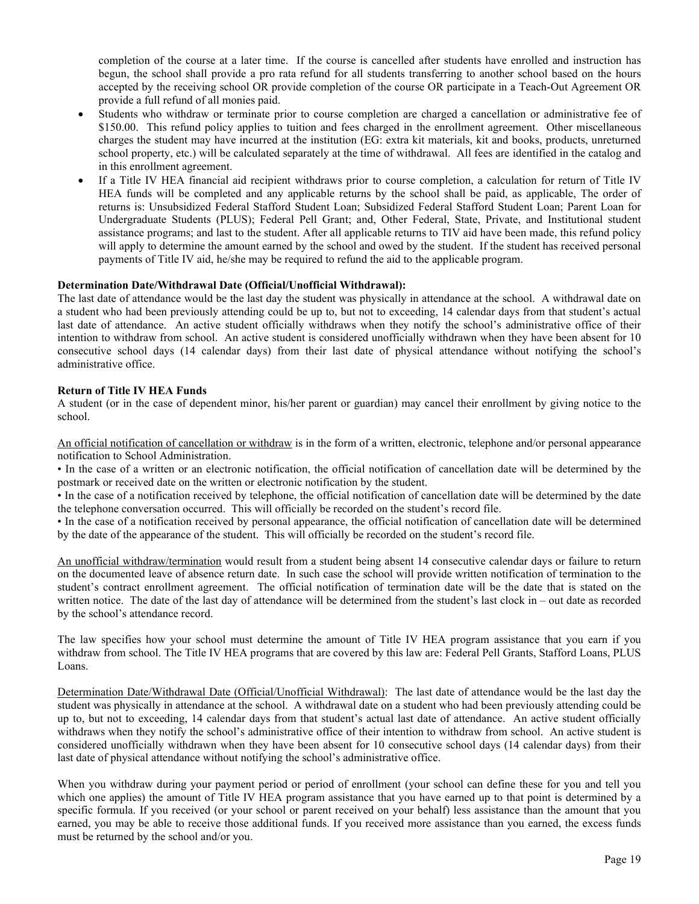completion of the course at a later time. If the course is cancelled after students have enrolled and instruction has begun, the school shall provide a pro rata refund for all students transferring to another school based on the hours accepted by the receiving school OR provide completion of the course OR participate in a Teach-Out Agreement OR provide a full refund of all monies paid.

- Students who withdraw or terminate prior to course completion are charged a cancellation or administrative fee of $150.00. This refund policy applies to tuition and fees charged in the enrollment agreement. Other miscellaneous charges the student may have incurred at the institution (EG: extra kit materials, kit and books, products, unreturned school property, etc.) will be calculated separately at the time of withdrawal. All fees are identified in the catalog and in this enrollment agreement.
- If a Title IV HEA financial aid recipient withdraws prior to course completion, a calculation for return of Title IV HEA funds will be completed and any applicable returns by the school shall be paid, as applicable, The order of returns is: Unsubsidized Federal Stafford Student Loan; Subsidized Federal Stafford Student Loan; Parent Loan for Undergraduate Students (PLUS); Federal Pell Grant; and, Other Federal, State, Private, and Institutional student assistance programs; and last to the student. After all applicable returns to TIV aid have been made, this refund policy will apply to determine the amount earned by the school and owed by the student. If the student has received personal payments of Title IV aid, he/she may be required to refund the aid to the applicable program.

**Determination Date/Withdrawal Date (Official/Unofficial Withdrawal):**
The last date of attendance would be the last day the student was physically in attendance at the school. A withdrawal date on a student who had been previously attending could be up to, but not to exceeding, 14 calendar days from that student's actual last date of attendance. An active student officially withdraws when they notify the school's administrative office of their intention to withdraw from school. An active student is considered unofficially withdrawn when they have been absent for 10 consecutive school days (14 calendar days) from their last date of physical attendance without notifying the school's administrative office.

**Return of Title IV HEA Funds**
A student (or in the case of dependent minor, his/her parent or guardian) may cancel their enrollment by giving notice to the school.

An official notification of cancellation or withdraw is in the form of a written, electronic, telephone and/or personal appearance notification to School Administration.

• In the case of a written or an electronic notification, the official notification of cancellation date will be determined by the postmark or received date on the written or electronic notification by the student.

• In the case of a notification received by telephone, the official notification of cancellation date will be determined by the date the telephone conversation occurred. This will officially be recorded on the student's record file.

• In the case of a notification received by personal appearance, the official notification of cancellation date will be determined by the date of the appearance of the student. This will officially be recorded on the student's record file.

An unofficial withdraw/termination would result from a student being absent 14 consecutive calendar days or failure to return on the documented leave of absence return date. In such case the school will provide written notification of termination to the student's contract enrollment agreement. The official notification of termination date will be the date that is stated on the written notice. The date of the last day of attendance will be determined from the student's last clock in – out date as recorded by the school's attendance record.

The law specifies how your school must determine the amount of Title IV HEA program assistance that you earn if you withdraw from school. The Title IV HEA programs that are covered by this law are: Federal Pell Grants, Stafford Loans, PLUS Loans.

Determination Date/Withdrawal Date (Official/Unofficial Withdrawal): The last date of attendance would be the last day the student was physically in attendance at the school. A withdrawal date on a student who had been previously attending could be up to, but not to exceeding, 14 calendar days from that student's actual last date of attendance. An active student officially withdraws when they notify the school's administrative office of their intention to withdraw from school. An active student is considered unofficially withdrawn when they have been absent for 10 consecutive school days (14 calendar days) from their last date of physical attendance without notifying the school's administrative office.

When you withdraw during your payment period or period of enrollment (your school can define these for you and tell you which one applies) the amount of Title IV HEA program assistance that you have earned up to that point is determined by a specific formula. If you received (or your school or parent received on your behalf) less assistance than the amount that you earned, you may be able to receive those additional funds. If you received more assistance than you earned, the excess funds must be returned by the school and/or you.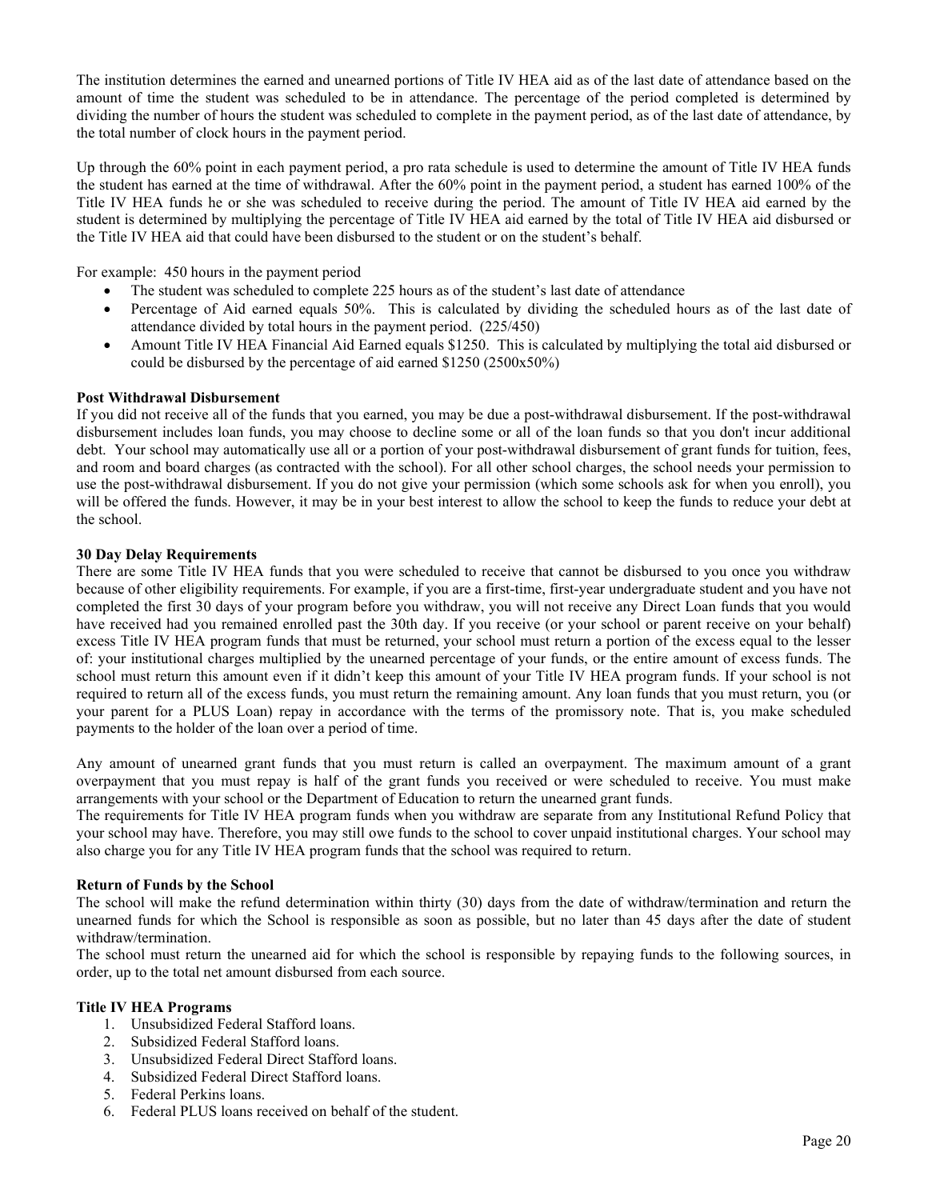The institution determines the earned and unearned portions of Title IV HEA aid as of the last date of attendance based on the amount of time the student was scheduled to be in attendance. The percentage of the period completed is determined by dividing the number of hours the student was scheduled to complete in the payment period, as of the last date of attendance, by the total number of clock hours in the payment period.

Up through the 60% point in each payment period, a pro rata schedule is used to determine the amount of Title IV HEA funds the student has earned at the time of withdrawal. After the 60% point in the payment period, a student has earned 100% of the Title IV HEA funds he or she was scheduled to receive during the period. The amount of Title IV HEA aid earned by the student is determined by multiplying the percentage of Title IV HEA aid earned by the total of Title IV HEA aid disbursed or the Title IV HEA aid that could have been disbursed to the student or on the student's behalf.

For example: 450 hours in the payment period

- The student was scheduled to complete 225 hours as of the student's last date of attendance
- Percentage of Aid earned equals 50%. This is calculated by dividing the scheduled hours as of the last date of attendance divided by total hours in the payment period. (225/450)
- Amount Title IV HEA Financial Aid Earned equals $1250. This is calculated by multiplying the total aid disbursed or could be disbursed by the percentage of aid earned $1250 (2500x50%)

**Post Withdrawal Disbursement**

If you did not receive all of the funds that you earned, you may be due a post-withdrawal disbursement. If the post-withdrawal disbursement includes loan funds, you may choose to decline some or all of the loan funds so that you don't incur additional debt. Your school may automatically use all or a portion of your post-withdrawal disbursement of grant funds for tuition, fees, and room and board charges (as contracted with the school). For all other school charges, the school needs your permission to use the post-withdrawal disbursement. If you do not give your permission (which some schools ask for when you enroll), you will be offered the funds. However, it may be in your best interest to allow the school to keep the funds to reduce your debt at the school.

**30 Day Delay Requirements**

There are some Title IV HEA funds that you were scheduled to receive that cannot be disbursed to you once you withdraw because of other eligibility requirements. For example, if you are a first-time, first-year undergraduate student and you have not completed the first 30 days of your program before you withdraw, you will not receive any Direct Loan funds that you would have received had you remained enrolled past the 30th day. If you receive (or your school or parent receive on your behalf) excess Title IV HEA program funds that must be returned, your school must return a portion of the excess equal to the lesser of: your institutional charges multiplied by the unearned percentage of your funds, or the entire amount of excess funds. The school must return this amount even if it didn't keep this amount of your Title IV HEA program funds. If your school is not required to return all of the excess funds, you must return the remaining amount. Any loan funds that you must return, you (or your parent for a PLUS Loan) repay in accordance with the terms of the promissory note. That is, you make scheduled payments to the holder of the loan over a period of time.

Any amount of unearned grant funds that you must return is called an overpayment. The maximum amount of a grant overpayment that you must repay is half of the grant funds you received or were scheduled to receive. You must make arrangements with your school or the Department of Education to return the unearned grant funds.
The requirements for Title IV HEA program funds when you withdraw are separate from any Institutional Refund Policy that your school may have. Therefore, you may still owe funds to the school to cover unpaid institutional charges. Your school may also charge you for any Title IV HEA program funds that the school was required to return.

**Return of Funds by the School**

The school will make the refund determination within thirty (30) days from the date of withdraw/termination and return the unearned funds for which the School is responsible as soon as possible, but no later than 45 days after the date of student withdraw/termination.
The school must return the unearned aid for which the school is responsible by repaying funds to the following sources, in order, up to the total net amount disbursed from each source.

**Title IV HEA Programs**

1. Unsubsidized Federal Stafford loans.
2. Subsidized Federal Stafford loans.
3. Unsubsidized Federal Direct Stafford loans.
4. Subsidized Federal Direct Stafford loans.
5. Federal Perkins loans.
6. Federal PLUS loans received on behalf of the student.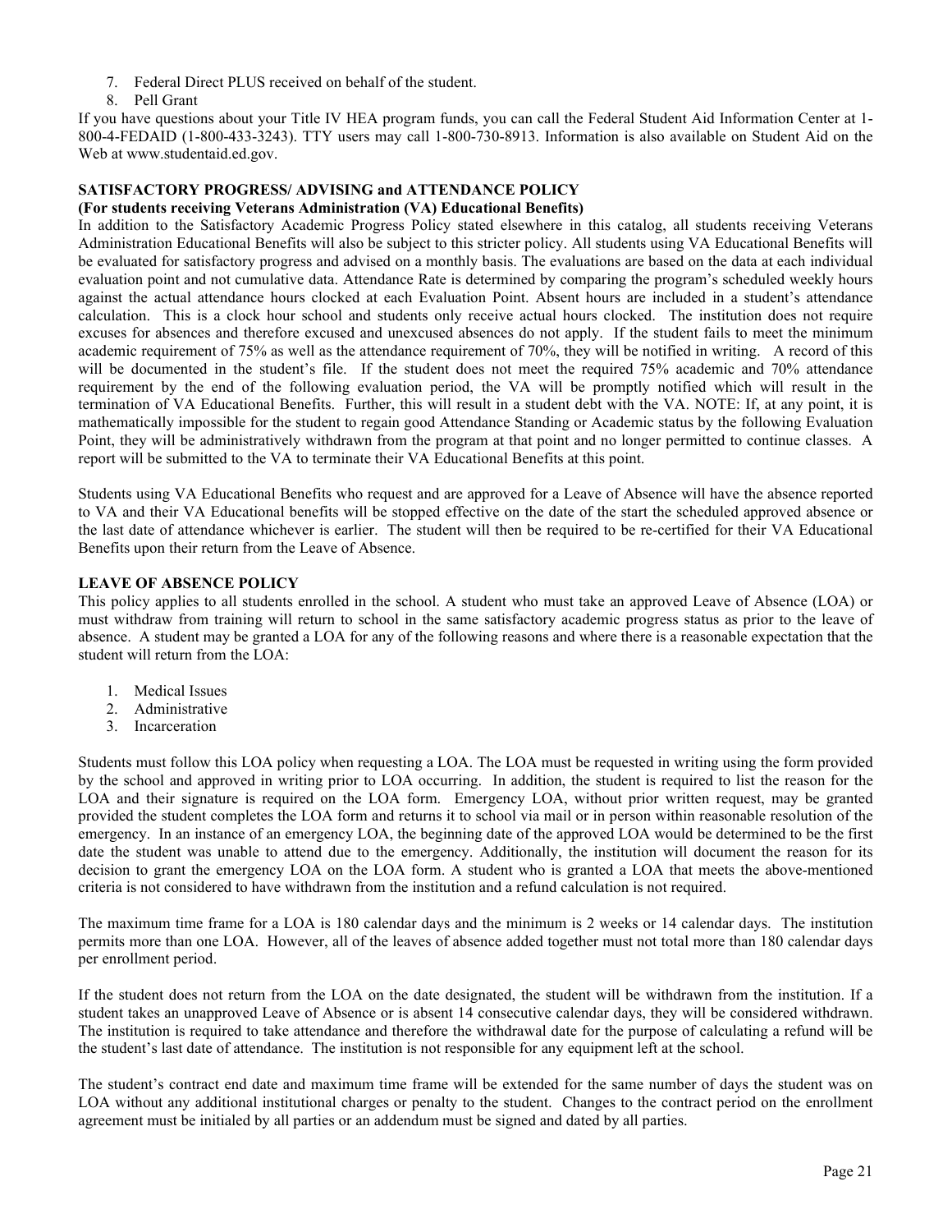7. Federal Direct PLUS received on behalf of the student.
8. Pell Grant

If you have questions about your Title IV HEA program funds, you can call the Federal Student Aid Information Center at 1-800-4-FEDAID (1-800-433-3243). TTY users may call 1-800-730-8913. Information is also available on Student Aid on the Web at www.studentaid.ed.gov.

**SATISFACTORY PROGRESS/ ADVISING and ATTENDANCE POLICY**
**(For students receiving Veterans Administration (VA) Educational Benefits)**

In addition to the Satisfactory Academic Progress Policy stated elsewhere in this catalog, all students receiving Veterans Administration Educational Benefits will also be subject to this stricter policy. All students using VA Educational Benefits will be evaluated for satisfactory progress and advised on a monthly basis. The evaluations are based on the data at each individual evaluation point and not cumulative data. Attendance Rate is determined by comparing the program's scheduled weekly hours against the actual attendance hours clocked at each Evaluation Point. Absent hours are included in a student's attendance calculation. This is a clock hour school and students only receive actual hours clocked. The institution does not require excuses for absences and therefore excused and unexcused absences do not apply. If the student fails to meet the minimum academic requirement of 75% as well as the attendance requirement of 70%, they will be notified in writing. A record of this will be documented in the student's file. If the student does not meet the required 75% academic and 70% attendance requirement by the end of the following evaluation period, the VA will be promptly notified which will result in the termination of VA Educational Benefits. Further, this will result in a student debt with the VA. NOTE: If, at any point, it is mathematically impossible for the student to regain good Attendance Standing or Academic status by the following Evaluation Point, they will be administratively withdrawn from the program at that point and no longer permitted to continue classes. A report will be submitted to the VA to terminate their VA Educational Benefits at this point.

Students using VA Educational Benefits who request and are approved for a Leave of Absence will have the absence reported to VA and their VA Educational benefits will be stopped effective on the date of the start the scheduled approved absence or the last date of attendance whichever is earlier. The student will then be required to be re-certified for their VA Educational Benefits upon their return from the Leave of Absence.

**LEAVE OF ABSENCE POLICY**

This policy applies to all students enrolled in the school. A student who must take an approved Leave of Absence (LOA) or must withdraw from training will return to school in the same satisfactory academic progress status as prior to the leave of absence. A student may be granted a LOA for any of the following reasons and where there is a reasonable expectation that the student will return from the LOA:

1. Medical Issues
2. Administrative
3. Incarceration

Students must follow this LOA policy when requesting a LOA. The LOA must be requested in writing using the form provided by the school and approved in writing prior to LOA occurring. In addition, the student is required to list the reason for the LOA and their signature is required on the LOA form. Emergency LOA, without prior written request, may be granted provided the student completes the LOA form and returns it to school via mail or in person within reasonable resolution of the emergency. In an instance of an emergency LOA, the beginning date of the approved LOA would be determined to be the first date the student was unable to attend due to the emergency. Additionally, the institution will document the reason for its decision to grant the emergency LOA on the LOA form. A student who is granted a LOA that meets the above-mentioned criteria is not considered to have withdrawn from the institution and a refund calculation is not required.

The maximum time frame for a LOA is 180 calendar days and the minimum is 2 weeks or 14 calendar days. The institution permits more than one LOA. However, all of the leaves of absence added together must not total more than 180 calendar days per enrollment period.

If the student does not return from the LOA on the date designated, the student will be withdrawn from the institution. If a student takes an unapproved Leave of Absence or is absent 14 consecutive calendar days, they will be considered withdrawn. The institution is required to take attendance and therefore the withdrawal date for the purpose of calculating a refund will be the student's last date of attendance. The institution is not responsible for any equipment left at the school.

The student's contract end date and maximum time frame will be extended for the same number of days the student was on LOA without any additional institutional charges or penalty to the student. Changes to the contract period on the enrollment agreement must be initialed by all parties or an addendum must be signed and dated by all parties.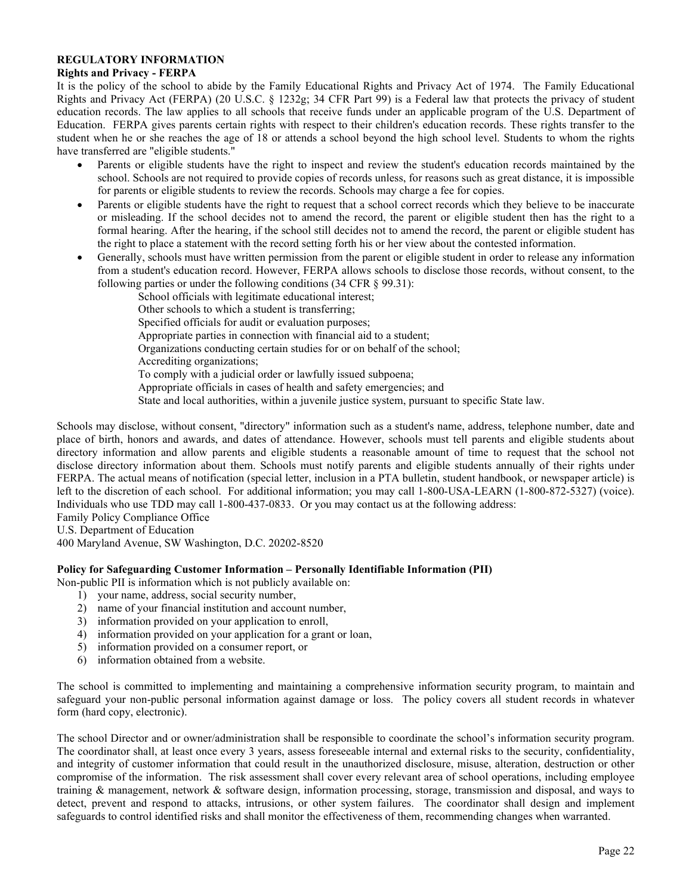**REGULATORY INFORMATION**

**Rights and Privacy - FERPA**

It is the policy of the school to abide by the Family Educational Rights and Privacy Act of 1974. The Family Educational Rights and Privacy Act (FERPA) (20 U.S.C. § 1232g; 34 CFR Part 99) is a Federal law that protects the privacy of student education records. The law applies to all schools that receive funds under an applicable program of the U.S. Department of Education. FERPA gives parents certain rights with respect to their children's education records. These rights transfer to the student when he or she reaches the age of 18 or attends a school beyond the high school level. Students to whom the rights have transferred are "eligible students."

- Parents or eligible students have the right to inspect and review the student's education records maintained by the school. Schools are not required to provide copies of records unless, for reasons such as great distance, it is impossible for parents or eligible students to review the records. Schools may charge a fee for copies.
- Parents or eligible students have the right to request that a school correct records which they believe to be inaccurate or misleading. If the school decides not to amend the record, the parent or eligible student then has the right to a formal hearing. After the hearing, if the school still decides not to amend the record, the parent or eligible student has the right to place a statement with the record setting forth his or her view about the contested information.
- Generally, schools must have written permission from the parent or eligible student in order to release any information from a student's education record. However, FERPA allows schools to disclose those records, without consent, to the following parties or under the following conditions (34 CFR § 99.31):

  School officials with legitimate educational interest;
  Other schools to which a student is transferring;
  Specified officials for audit or evaluation purposes;
  Appropriate parties in connection with financial aid to a student;
  Organizations conducting certain studies for or on behalf of the school;
  Accrediting organizations;
  To comply with a judicial order or lawfully issued subpoena;
  Appropriate officials in cases of health and safety emergencies; and
  State and local authorities, within a juvenile justice system, pursuant to specific State law.

Schools may disclose, without consent, "directory" information such as a student's name, address, telephone number, date and place of birth, honors and awards, and dates of attendance. However, schools must tell parents and eligible students about directory information and allow parents and eligible students a reasonable amount of time to request that the school not disclose directory information about them. Schools must notify parents and eligible students annually of their rights under FERPA. The actual means of notification (special letter, inclusion in a PTA bulletin, student handbook, or newspaper article) is left to the discretion of each school. For additional information; you may call 1-800-USA-LEARN (1-800-872-5327) (voice). Individuals who use TDD may call 1-800-437-0833. Or you may contact us at the following address:

Family Policy Compliance Office
U.S. Department of Education
400 Maryland Avenue, SW Washington, D.C. 20202-8520

**Policy for Safeguarding Customer Information – Personally Identifiable Information (PII)**

Non-public PII is information which is not publicly available on:

1) your name, address, social security number,
2) name of your financial institution and account number,
3) information provided on your application to enroll,
4) information provided on your application for a grant or loan,
5) information provided on a consumer report, or
6) information obtained from a website.

The school is committed to implementing and maintaining a comprehensive information security program, to maintain and safeguard your non-public personal information against damage or loss. The policy covers all student records in whatever form (hard copy, electronic).

The school Director and or owner/administration shall be responsible to coordinate the school's information security program. The coordinator shall, at least once every 3 years, assess foreseeable internal and external risks to the security, confidentiality, and integrity of customer information that could result in the unauthorized disclosure, misuse, alteration, destruction or other compromise of the information. The risk assessment shall cover every relevant area of school operations, including employee training & management, network & software design, information processing, storage, transmission and disposal, and ways to detect, prevent and respond to attacks, intrusions, or other system failures. The coordinator shall design and implement safeguards to control identified risks and shall monitor the effectiveness of them, recommending changes when warranted.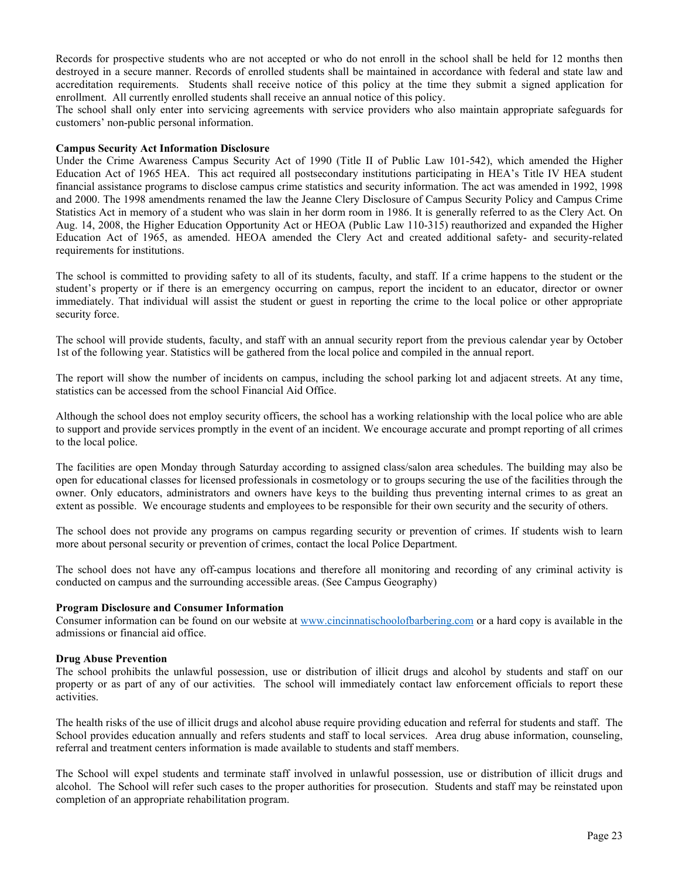Records for prospective students who are not accepted or who do not enroll in the school shall be held for 12 months then destroyed in a secure manner. Records of enrolled students shall be maintained in accordance with federal and state law and accreditation requirements. Students shall receive notice of this policy at the time they submit a signed application for enrollment. All currently enrolled students shall receive an annual notice of this policy.
The school shall only enter into servicing agreements with service providers who also maintain appropriate safeguards for customers' non-public personal information.

**Campus Security Act Information Disclosure**
Under the Crime Awareness Campus Security Act of 1990 (Title II of Public Law 101-542), which amended the Higher Education Act of 1965 HEA. This act required all postsecondary institutions participating in HEA's Title IV HEA student financial assistance programs to disclose campus crime statistics and security information. The act was amended in 1992, 1998 and 2000. The 1998 amendments renamed the law the Jeanne Clery Disclosure of Campus Security Policy and Campus Crime Statistics Act in memory of a student who was slain in her dorm room in 1986. It is generally referred to as the Clery Act. On Aug. 14, 2008, the Higher Education Opportunity Act or HEOA (Public Law 110-315) reauthorized and expanded the Higher Education Act of 1965, as amended. HEOA amended the Clery Act and created additional safety- and security-related requirements for institutions.

The school is committed to providing safety to all of its students, faculty, and staff. If a crime happens to the student or the student's property or if there is an emergency occurring on campus, report the incident to an educator, director or owner immediately. That individual will assist the student or guest in reporting the crime to the local police or other appropriate security force.

The school will provide students, faculty, and staff with an annual security report from the previous calendar year by October 1st of the following year. Statistics will be gathered from the local police and compiled in the annual report.

The report will show the number of incidents on campus, including the school parking lot and adjacent streets. At any time, statistics can be accessed from the school Financial Aid Office.

Although the school does not employ security officers, the school has a working relationship with the local police who are able to support and provide services promptly in the event of an incident. We encourage accurate and prompt reporting of all crimes to the local police.

The facilities are open Monday through Saturday according to assigned class/salon area schedules. The building may also be open for educational classes for licensed professionals in cosmetology or to groups securing the use of the facilities through the owner. Only educators, administrators and owners have keys to the building thus preventing internal crimes to as great an extent as possible. We encourage students and employees to be responsible for their own security and the security of others.

The school does not provide any programs on campus regarding security or prevention of crimes. If students wish to learn more about personal security or prevention of crimes, contact the local Police Department.

The school does not have any off-campus locations and therefore all monitoring and recording of any criminal activity is conducted on campus and the surrounding accessible areas. (See Campus Geography)

**Program Disclosure and Consumer Information**
Consumer information can be found on our website at [www.cincinnatischoolofbarbering.com](www.cincinnatischoolofbarbering.com) or a hard copy is available in the admissions or financial aid office.

**Drug Abuse Prevention**
The school prohibits the unlawful possession, use or distribution of illicit drugs and alcohol by students and staff on our property or as part of any of our activities. The school will immediately contact law enforcement officials to report these activities.

The health risks of the use of illicit drugs and alcohol abuse require providing education and referral for students and staff. The School provides education annually and refers students and staff to local services. Area drug abuse information, counseling, referral and treatment centers information is made available to students and staff members.

The School will expel students and terminate staff involved in unlawful possession, use or distribution of illicit drugs and alcohol. The School will refer such cases to the proper authorities for prosecution. Students and staff may be reinstated upon completion of an appropriate rehabilitation program.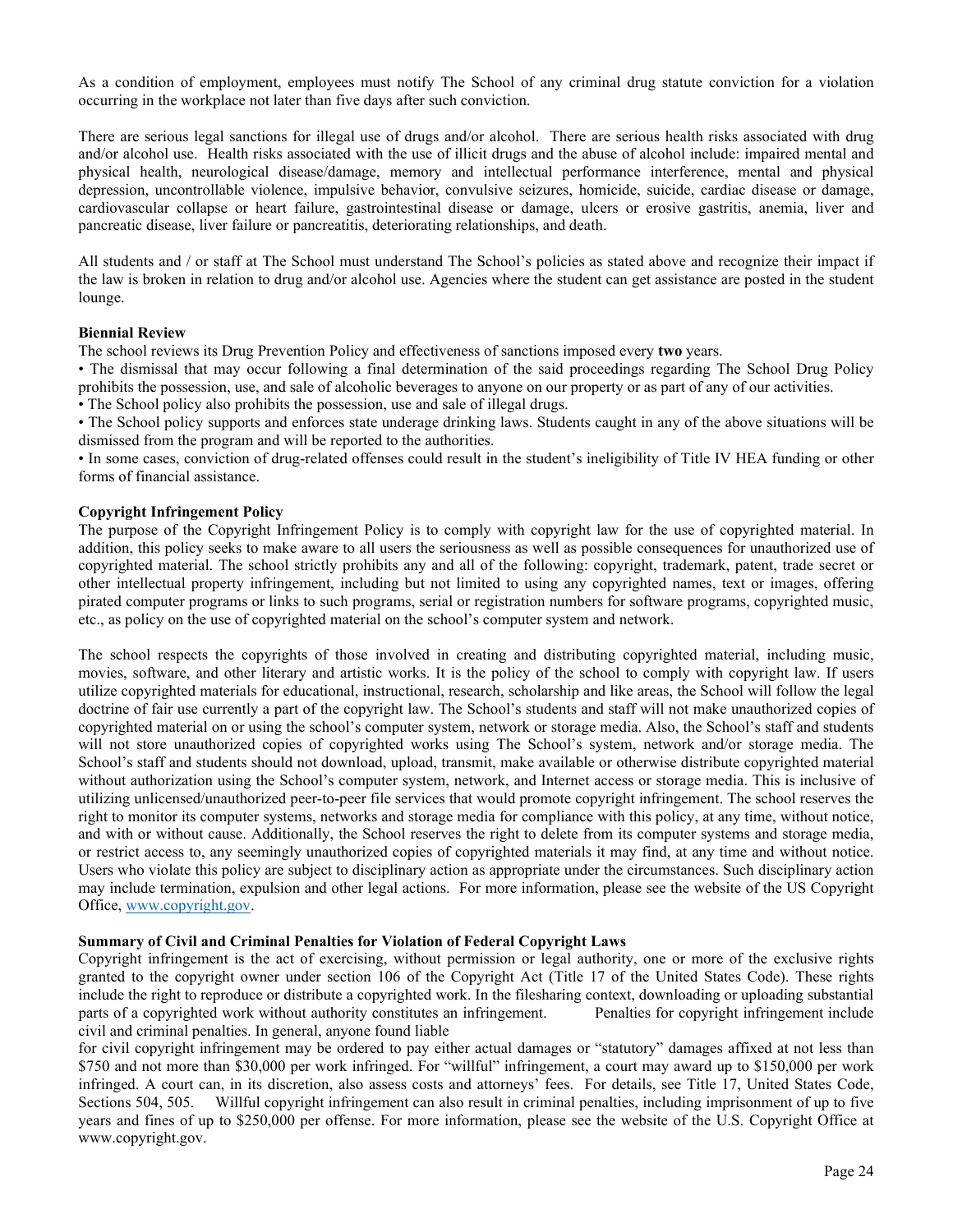As a condition of employment, employees must notify The School of any criminal drug statute conviction for a violation occurring in the workplace not later than five days after such conviction.

There are serious legal sanctions for illegal use of drugs and/or alcohol. There are serious health risks associated with drug and/or alcohol use. Health risks associated with the use of illicit drugs and the abuse of alcohol include: impaired mental and physical health, neurological disease/damage, memory and intellectual performance interference, mental and physical depression, uncontrollable violence, impulsive behavior, convulsive seizures, homicide, suicide, cardiac disease or damage, cardiovascular collapse or heart failure, gastrointestinal disease or damage, ulcers or erosive gastritis, anemia, liver and pancreatic disease, liver failure or pancreatitis, deteriorating relationships, and death.

All students and / or staff at The School must understand The School's policies as stated above and recognize their impact if the law is broken in relation to drug and/or alcohol use. Agencies where the student can get assistance are posted in the student lounge.

**Biennial Review**

The school reviews its Drug Prevention Policy and effectiveness of sanctions imposed every **two** years.

- The dismissal that may occur following a final determination of the said proceedings regarding The School Drug Policy prohibits the possession, use, and sale of alcoholic beverages to anyone on our property or as part of any of our activities.
- The School policy also prohibits the possession, use and sale of illegal drugs.
- The School policy supports and enforces state underage drinking laws. Students caught in any of the above situations will be dismissed from the program and will be reported to the authorities.
- In some cases, conviction of drug-related offenses could result in the student's ineligibility of Title IV HEA funding or other forms of financial assistance.

**Copyright Infringement Policy**

The purpose of the Copyright Infringement Policy is to comply with copyright law for the use of copyrighted material. In addition, this policy seeks to make aware to all users the seriousness as well as possible consequences for unauthorized use of copyrighted material. The school strictly prohibits any and all of the following: copyright, trademark, patent, trade secret or other intellectual property infringement, including but not limited to using any copyrighted names, text or images, offering pirated computer programs or links to such programs, serial or registration numbers for software programs, copyrighted music, etc., as policy on the use of copyrighted material on the school's computer system and network.

The school respects the copyrights of those involved in creating and distributing copyrighted material, including music, movies, software, and other literary and artistic works. It is the policy of the school to comply with copyright law. If users utilize copyrighted materials for educational, instructional, research, scholarship and like areas, the School will follow the legal doctrine of fair use currently a part of the copyright law. The School's students and staff will not make unauthorized copies of copyrighted material on or using the school's computer system, network or storage media. Also, the School's staff and students will not store unauthorized copies of copyrighted works using The School's system, network and/or storage media. The School's staff and students should not download, upload, transmit, make available or otherwise distribute copyrighted material without authorization using the School's computer system, network, and Internet access or storage media. This is inclusive of utilizing unlicensed/unauthorized peer-to-peer file services that would promote copyright infringement. The school reserves the right to monitor its computer systems, networks and storage media for compliance with this policy, at any time, without notice, and with or without cause. Additionally, the School reserves the right to delete from its computer systems and storage media, or restrict access to, any seemingly unauthorized copies of copyrighted materials it may find, at any time and without notice. Users who violate this policy are subject to disciplinary action as appropriate under the circumstances. Such disciplinary action may include termination, expulsion and other legal actions. For more information, please see the website of the US Copyright Office, [www.copyright.gov](http://www.copyright.gov).

**Summary of Civil and Criminal Penalties for Violation of Federal Copyright Laws**

Copyright infringement is the act of exercising, without permission or legal authority, one or more of the exclusive rights granted to the copyright owner under section 106 of the Copyright Act (Title 17 of the United States Code). These rights include the right to reproduce or distribute a copyrighted work. In the filesharing context, downloading or uploading substantial parts of a copyrighted work without authority constitutes an infringement. Penalties for copyright infringement include civil and criminal penalties. In general, anyone found liable for civil copyright infringement may be ordered to pay either actual damages or "statutory" damages affixed at not less than $750 and not more than $30,000 per work infringed. For "willful" infringement, a court may award up to $150,000 per work infringed. A court can, in its discretion, also assess costs and attorneys' fees. For details, see Title 17, United States Code, Sections 504, 505. Willful copyright infringement can also result in criminal penalties, including imprisonment of up to five years and fines of up to $250,000 per offense. For more information, please see the website of the U.S. Copyright Office at www.copyright.gov.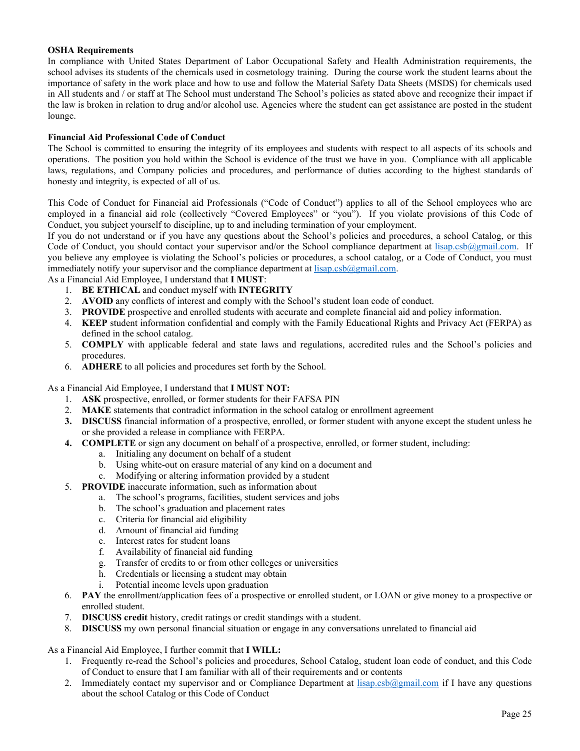**OSHA Requirements**

In compliance with United States Department of Labor Occupational Safety and Health Administration requirements, the school advises its students of the chemicals used in cosmetology training. During the course work the student learns about the importance of safety in the work place and how to use and follow the Material Safety Data Sheets (MSDS) for chemicals used in All students and / or staff at The School must understand The School's policies as stated above and recognize their impact if the law is broken in relation to drug and/or alcohol use. Agencies where the student can get assistance are posted in the student lounge.

**Financial Aid Professional Code of Conduct**

The School is committed to ensuring the integrity of its employees and students with respect to all aspects of its schools and operations. The position you hold within the School is evidence of the trust we have in you. Compliance with all applicable laws, regulations, and Company policies and procedures, and performance of duties according to the highest standards of honesty and integrity, is expected of all of us.

This Code of Conduct for Financial aid Professionals ("Code of Conduct") applies to all of the School employees who are employed in a financial aid role (collectively "Covered Employees" or "you"). If you violate provisions of this Code of Conduct, you subject yourself to discipline, up to and including termination of your employment.

If you do not understand or if you have any questions about the School's policies and procedures, a school Catalog, or this Code of Conduct, you should contact your supervisor and/or the School compliance department at lisap.csb@gmail.com. If you believe any employee is violating the School's policies or procedures, a school catalog, or a Code of Conduct, you must immediately notify your supervisor and the compliance department at lisap.csb@gmail.com.

As a Financial Aid Employee, I understand that **I MUST**:

1. **BE ETHICAL** and conduct myself with **INTEGRITY**
2. **AVOID** any conflicts of interest and comply with the School's student loan code of conduct.
3. **PROVIDE** prospective and enrolled students with accurate and complete financial aid and policy information.
4. **KEEP** student information confidential and comply with the Family Educational Rights and Privacy Act (FERPA) as defined in the school catalog.
5. **COMPLY** with applicable federal and state laws and regulations, accredited rules and the School's policies and procedures.
6. **ADHERE** to all policies and procedures set forth by the School.

As a Financial Aid Employee, I understand that **I MUST NOT:**

1. **ASK** prospective, enrolled, or former students for their FAFSA PIN
2. **MAKE** statements that contradict information in the school catalog or enrollment agreement
3. **DISCUSS** financial information of a prospective, enrolled, or former student with anyone except the student unless he or she provided a release in compliance with FERPA.
4. **COMPLETE** or sign any document on behalf of a prospective, enrolled, or former student, including:
   a. Initialing any document on behalf of a student
   b. Using white-out on erasure material of any kind on a document and
   c. Modifying or altering information provided by a student
5. **PROVIDE** inaccurate information, such as information about
   a. The school's programs, facilities, student services and jobs
   b. The school's graduation and placement rates
   c. Criteria for financial aid eligibility
   d. Amount of financial aid funding
   e. Interest rates for student loans
   f. Availability of financial aid funding
   g. Transfer of credits to or from other colleges or universities
   h. Credentials or licensing a student may obtain
   i. Potential income levels upon graduation
6. **PAY** the enrollment/application fees of a prospective or enrolled student, or LOAN or give money to a prospective or enrolled student.
7. **DISCUSS credit** history, credit ratings or credit standings with a student.
8. **DISCUSS** my own personal financial situation or engage in any conversations unrelated to financial aid

As a Financial Aid Employee, I further commit that **I WILL:**

1. Frequently re-read the School's policies and procedures, School Catalog, student loan code of conduct, and this Code of Conduct to ensure that I am familiar with all of their requirements and or contents
2. Immediately contact my supervisor and or Compliance Department at lisap.csb@gmail.com if I have any questions about the school Catalog or this Code of Conduct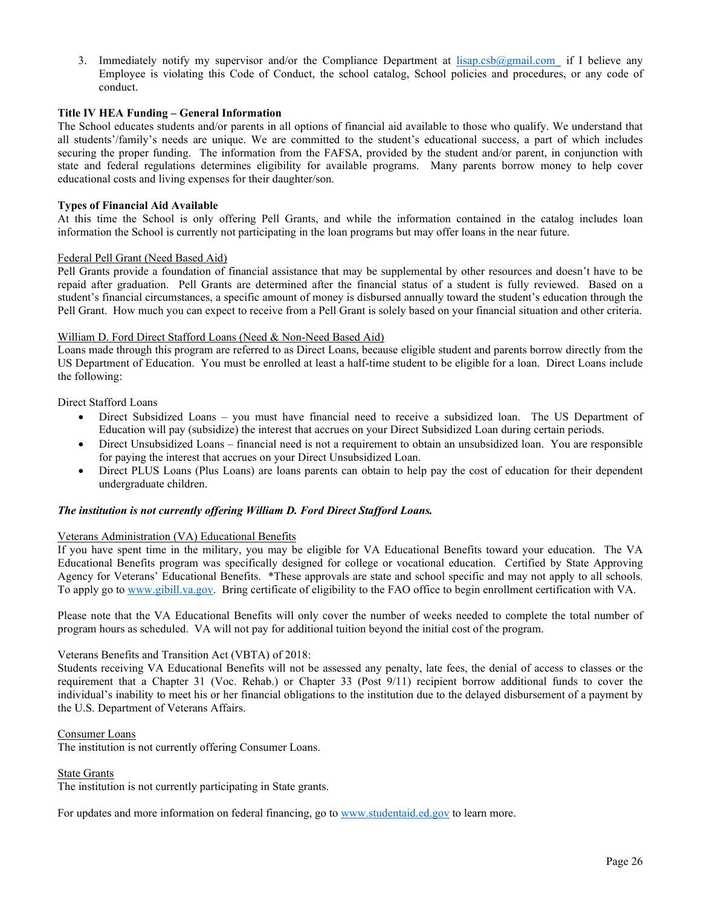3. Immediately notify my supervisor and/or the Compliance Department at lisap.csb@gmail.com if I believe any Employee is violating this Code of Conduct, the school catalog, School policies and procedures, or any code of conduct.

**Title IV HEA Funding – General Information**

The School educates students and/or parents in all options of financial aid available to those who qualify. We understand that all students'/family's needs are unique. We are committed to the student's educational success, a part of which includes securing the proper funding. The information from the FAFSA, provided by the student and/or parent, in conjunction with state and federal regulations determines eligibility for available programs. Many parents borrow money to help cover educational costs and living expenses for their daughter/son.

**Types of Financial Aid Available**

At this time the School is only offering Pell Grants, and while the information contained in the catalog includes loan information the School is currently not participating in the loan programs but may offer loans in the near future.

<u>Federal Pell Grant (Need Based Aid)</u>

Pell Grants provide a foundation of financial assistance that may be supplemental by other resources and doesn't have to be repaid after graduation. Pell Grants are determined after the financial status of a student is fully reviewed. Based on a student's financial circumstances, a specific amount of money is disbursed annually toward the student's education through the Pell Grant. How much you can expect to receive from a Pell Grant is solely based on your financial situation and other criteria.

<u>William D. Ford Direct Stafford Loans (Need & Non-Need Based Aid)</u>

Loans made through this program are referred to as Direct Loans, because eligible student and parents borrow directly from the US Department of Education. You must be enrolled at least a half-time student to be eligible for a loan. Direct Loans include the following:

Direct Stafford Loans

- Direct Subsidized Loans – you must have financial need to receive a subsidized loan. The US Department of Education will pay (subsidize) the interest that accrues on your Direct Subsidized Loan during certain periods.
- Direct Unsubsidized Loans – financial need is not a requirement to obtain an unsubsidized loan. You are responsible for paying the interest that accrues on your Direct Unsubsidized Loan.
- Direct PLUS Loans (Plus Loans) are loans parents can obtain to help pay the cost of education for their dependent undergraduate children.

***The institution is not currently offering William D. Ford Direct Stafford Loans.***

<u>Veterans Administration (VA) Educational Benefits</u>

If you have spent time in the military, you may be eligible for VA Educational Benefits toward your education. The VA Educational Benefits program was specifically designed for college or vocational education. Certified by State Approving Agency for Veterans' Educational Benefits. *These approvals are state and school specific and may not apply to all schools. To apply go to www.gibill.va.gov. Bring certificate of eligibility to the FAO office to begin enrollment certification with VA.

Please note that the VA Educational Benefits will only cover the number of weeks needed to complete the total number of program hours as scheduled. VA will not pay for additional tuition beyond the initial cost of the program.

Veterans Benefits and Transition Act (VBTA) of 2018:

Students receiving VA Educational Benefits will not be assessed any penalty, late fees, the denial of access to classes or the requirement that a Chapter 31 (Voc. Rehab.) or Chapter 33 (Post 9/11) recipient borrow additional funds to cover the individual's inability to meet his or her financial obligations to the institution due to the delayed disbursement of a payment by the U.S. Department of Veterans Affairs.

<u>Consumer Loans</u>

The institution is not currently offering Consumer Loans.

<u>State Grants</u>

The institution is not currently participating in State grants.

For updates and more information on federal financing, go to www.studentaid.ed.gov to learn more.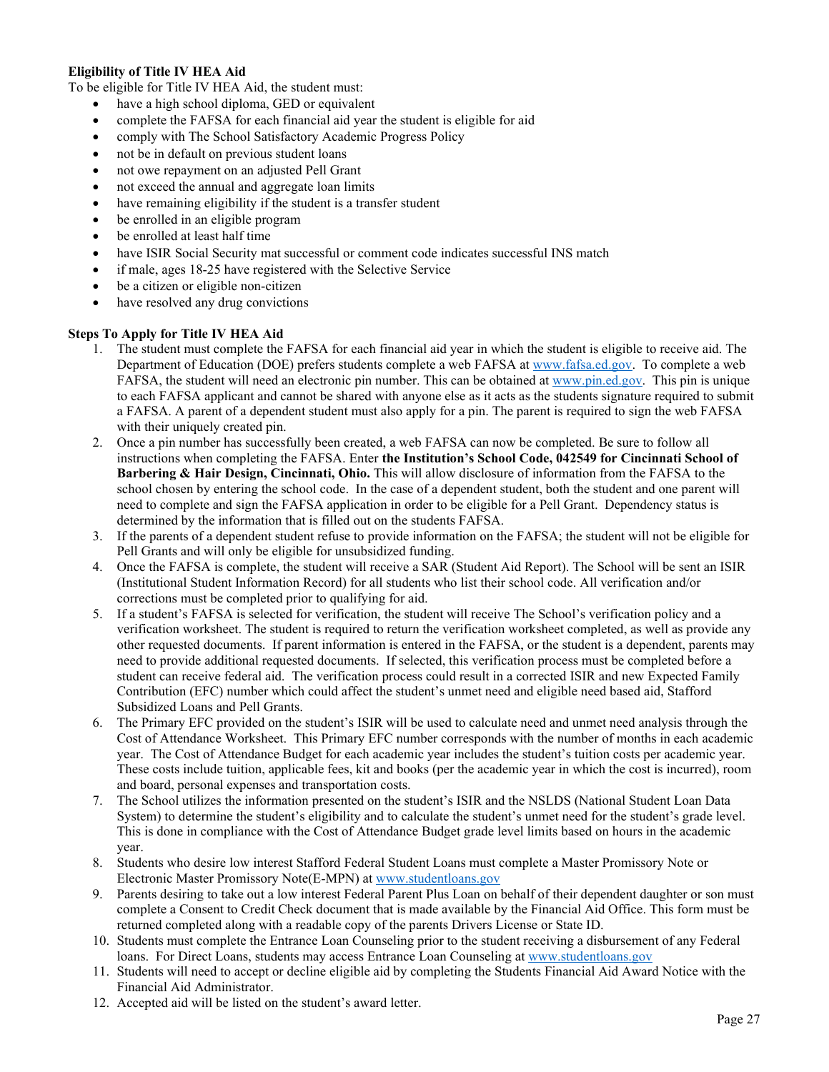**Eligibility of Title IV HEA Aid**

To be eligible for Title IV HEA Aid, the student must:

- have a high school diploma, GED or equivalent
- complete the FAFSA for each financial aid year the student is eligible for aid
- comply with The School Satisfactory Academic Progress Policy
- not be in default on previous student loans
- not owe repayment on an adjusted Pell Grant
- not exceed the annual and aggregate loan limits
- have remaining eligibility if the student is a transfer student
- be enrolled in an eligible program
- be enrolled at least half time
- have ISIR Social Security mat successful or comment code indicates successful INS match
- if male, ages 18-25 have registered with the Selective Service
- be a citizen or eligible non-citizen
- have resolved any drug convictions

**Steps To Apply for Title IV HEA Aid**

1. The student must complete the FAFSA for each financial aid year in which the student is eligible to receive aid. The Department of Education (DOE) prefers students complete a web FAFSA at www.fafsa.ed.gov. To complete a web FAFSA, the student will need an electronic pin number. This can be obtained at www.pin.ed.gov. This pin is unique to each FAFSA applicant and cannot be shared with anyone else as it acts as the students signature required to submit a FAFSA. A parent of a dependent student must also apply for a pin. The parent is required to sign the web FAFSA with their uniquely created pin.
2. Once a pin number has successfully been created, a web FAFSA can now be completed. Be sure to follow all instructions when completing the FAFSA. Enter **the Institution's School Code, 042549 for Cincinnati School of Barbering & Hair Design, Cincinnati, Ohio.** This will allow disclosure of information from the FAFSA to the school chosen by entering the school code. In the case of a dependent student, both the student and one parent will need to complete and sign the FAFSA application in order to be eligible for a Pell Grant. Dependency status is determined by the information that is filled out on the students FAFSA.
3. If the parents of a dependent student refuse to provide information on the FAFSA; the student will not be eligible for Pell Grants and will only be eligible for unsubsidized funding.
4. Once the FAFSA is complete, the student will receive a SAR (Student Aid Report). The School will be sent an ISIR (Institutional Student Information Record) for all students who list their school code. All verification and/or corrections must be completed prior to qualifying for aid.
5. If a student's FAFSA is selected for verification, the student will receive The School's verification policy and a verification worksheet. The student is required to return the verification worksheet completed, as well as provide any other requested documents. If parent information is entered in the FAFSA, or the student is a dependent, parents may need to provide additional requested documents. If selected, this verification process must be completed before a student can receive federal aid. The verification process could result in a corrected ISIR and new Expected Family Contribution (EFC) number which could affect the student's unmet need and eligible need based aid, Stafford Subsidized Loans and Pell Grants.
6. The Primary EFC provided on the student's ISIR will be used to calculate need and unmet need analysis through the Cost of Attendance Worksheet. This Primary EFC number corresponds with the number of months in each academic year. The Cost of Attendance Budget for each academic year includes the student's tuition costs per academic year. These costs include tuition, applicable fees, kit and books (per the academic year in which the cost is incurred), room and board, personal expenses and transportation costs.
7. The School utilizes the information presented on the student's ISIR and the NSLDS (National Student Loan Data System) to determine the student's eligibility and to calculate the student's unmet need for the student's grade level. This is done in compliance with the Cost of Attendance Budget grade level limits based on hours in the academic year.
8. Students who desire low interest Stafford Federal Student Loans must complete a Master Promissory Note or Electronic Master Promissory Note(E-MPN) at www.studentloans.gov
9. Parents desiring to take out a low interest Federal Parent Plus Loan on behalf of their dependent daughter or son must complete a Consent to Credit Check document that is made available by the Financial Aid Office. This form must be returned completed along with a readable copy of the parents Drivers License or State ID.
10. Students must complete the Entrance Loan Counseling prior to the student receiving a disbursement of any Federal loans. For Direct Loans, students may access Entrance Loan Counseling at www.studentloans.gov
11. Students will need to accept or decline eligible aid by completing the Students Financial Aid Award Notice with the Financial Aid Administrator.
12. Accepted aid will be listed on the student's award letter.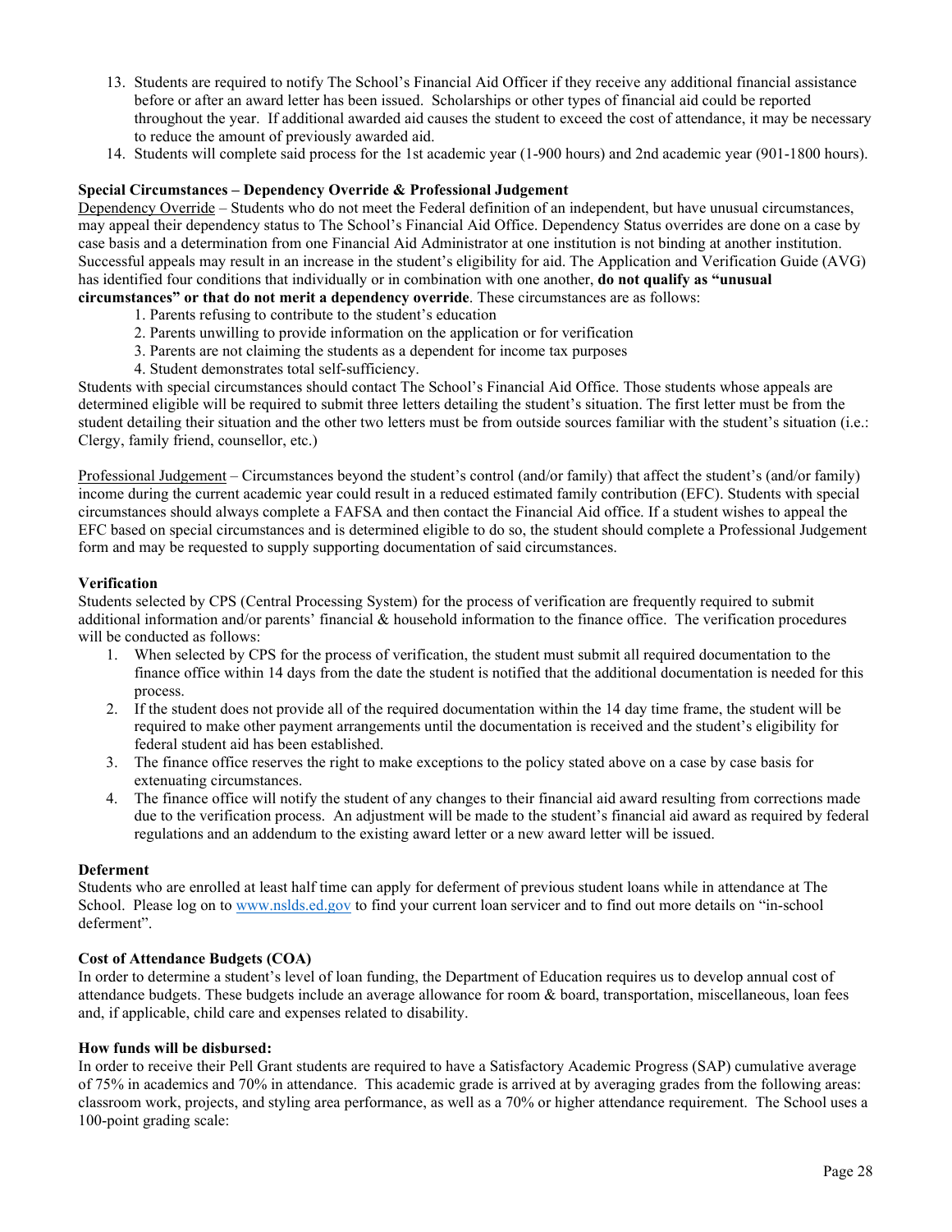13. Students are required to notify The School's Financial Aid Officer if they receive any additional financial assistance before or after an award letter has been issued. Scholarships or other types of financial aid could be reported throughout the year. If additional awarded aid causes the student to exceed the cost of attendance, it may be necessary to reduce the amount of previously awarded aid.
14. Students will complete said process for the 1st academic year (1-900 hours) and 2nd academic year (901-1800 hours).

**Special Circumstances – Dependency Override & Professional Judgement**

<u>Dependency Override</u> – Students who do not meet the Federal definition of an independent, but have unusual circumstances, may appeal their dependency status to The School's Financial Aid Office. Dependency Status overrides are done on a case by case basis and a determination from one Financial Aid Administrator at one institution is not binding at another institution. Successful appeals may result in an increase in the student's eligibility for aid. The Application and Verification Guide (AVG) has identified four conditions that individually or in combination with one another, **do not qualify as "unusual circumstances" or that do not merit a dependency override**. These circumstances are as follows:

1. Parents refusing to contribute to the student's education
2. Parents unwilling to provide information on the application or for verification
3. Parents are not claiming the students as a dependent for income tax purposes
4. Student demonstrates total self-sufficiency.

Students with special circumstances should contact The School's Financial Aid Office. Those students whose appeals are determined eligible will be required to submit three letters detailing the student's situation. The first letter must be from the student detailing their situation and the other two letters must be from outside sources familiar with the student's situation (i.e.: Clergy, family friend, counsellor, etc.)

<u>Professional Judgement</u> – Circumstances beyond the student's control (and/or family) that affect the student's (and/or family) income during the current academic year could result in a reduced estimated family contribution (EFC). Students with special circumstances should always complete a FAFSA and then contact the Financial Aid office. If a student wishes to appeal the EFC based on special circumstances and is determined eligible to do so, the student should complete a Professional Judgement form and may be requested to supply supporting documentation of said circumstances.

**Verification**

Students selected by CPS (Central Processing System) for the process of verification are frequently required to submit additional information and/or parents' financial & household information to the finance office. The verification procedures will be conducted as follows:

1. When selected by CPS for the process of verification, the student must submit all required documentation to the finance office within 14 days from the date the student is notified that the additional documentation is needed for this process.
2. If the student does not provide all of the required documentation within the 14 day time frame, the student will be required to make other payment arrangements until the documentation is received and the student's eligibility for federal student aid has been established.
3. The finance office reserves the right to make exceptions to the policy stated above on a case by case basis for extenuating circumstances.
4. The finance office will notify the student of any changes to their financial aid award resulting from corrections made due to the verification process. An adjustment will be made to the student's financial aid award as required by federal regulations and an addendum to the existing award letter or a new award letter will be issued.

**Deferment**

Students who are enrolled at least half time can apply for deferment of previous student loans while in attendance at The School. Please log on to www.nslds.ed.gov to find your current loan servicer and to find out more details on "in-school deferment".

**Cost of Attendance Budgets (COA)**

In order to determine a student's level of loan funding, the Department of Education requires us to develop annual cost of attendance budgets. These budgets include an average allowance for room & board, transportation, miscellaneous, loan fees and, if applicable, child care and expenses related to disability.

**How funds will be disbursed:**

In order to receive their Pell Grant students are required to have a Satisfactory Academic Progress (SAP) cumulative average of 75% in academics and 70% in attendance. This academic grade is arrived at by averaging grades from the following areas: classroom work, projects, and styling area performance, as well as a 70% or higher attendance requirement. The School uses a 100-point grading scale: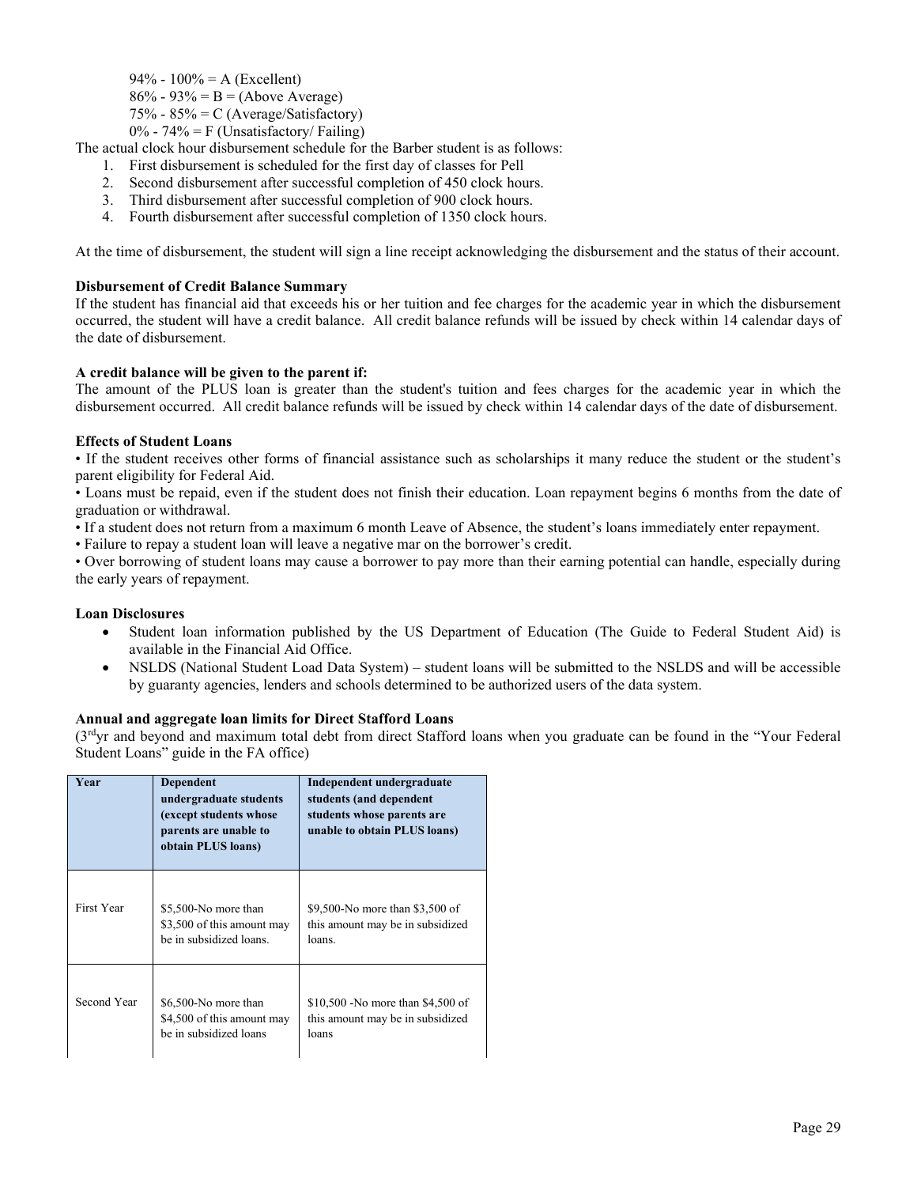94% - 100% = A (Excellent)
86% - 93% = B = (Above Average)
75% - 85% = C (Average/Satisfactory)
0% - 74% = F (Unsatisfactory/ Failing)

The actual clock hour disbursement schedule for the Barber student is as follows:

1. First disbursement is scheduled for the first day of classes for Pell
2. Second disbursement after successful completion of 450 clock hours.
3. Third disbursement after successful completion of 900 clock hours.
4. Fourth disbursement after successful completion of 1350 clock hours.

At the time of disbursement, the student will sign a line receipt acknowledging the disbursement and the status of their account.

**Disbursement of Credit Balance Summary**

If the student has financial aid that exceeds his or her tuition and fee charges for the academic year in which the disbursement occurred, the student will have a credit balance. All credit balance refunds will be issued by check within 14 calendar days of the date of disbursement.

**A credit balance will be given to the parent if:**

The amount of the PLUS loan is greater than the student's tuition and fees charges for the academic year in which the disbursement occurred. All credit balance refunds will be issued by check within 14 calendar days of the date of disbursement.

**Effects of Student Loans**

- If the student receives other forms of financial assistance such as scholarships it many reduce the student or the student's parent eligibility for Federal Aid.
- Loans must be repaid, even if the student does not finish their education. Loan repayment begins 6 months from the date of graduation or withdrawal.
- If a student does not return from a maximum 6 month Leave of Absence, the student's loans immediately enter repayment.
- Failure to repay a student loan will leave a negative mar on the borrower's credit.
- Over borrowing of student loans may cause a borrower to pay more than their earning potential can handle, especially during the early years of repayment.

**Loan Disclosures**

- Student loan information published by the US Department of Education (The Guide to Federal Student Aid) is available in the Financial Aid Office.
- NSLDS (National Student Load Data System) – student loans will be submitted to the NSLDS and will be accessible by guaranty agencies, lenders and schools determined to be authorized users of the data system.

**Annual and aggregate loan limits for Direct Stafford Loans**

(3rd yr and beyond and maximum total debt from direct Stafford loans when you graduate can be found in the "Your Federal Student Loans" guide in the FA office)

| Year | Dependent undergraduate students (except students whose parents are unable to obtain PLUS loans) | Independent undergraduate students (and dependent students whose parents are unable to obtain PLUS loans) |
|---|---|---|
| First Year | \$5,500-No more than \$3,500 of this amount may be in subsidized loans. | \$9,500-No more than \$3,500 of this amount may be in subsidized loans. |
| Second Year | \$6,500-No more than \$4,500 of this amount may be in subsidized loans | \$10,500 -No more than \$4,500 of this amount may be in subsidized loans |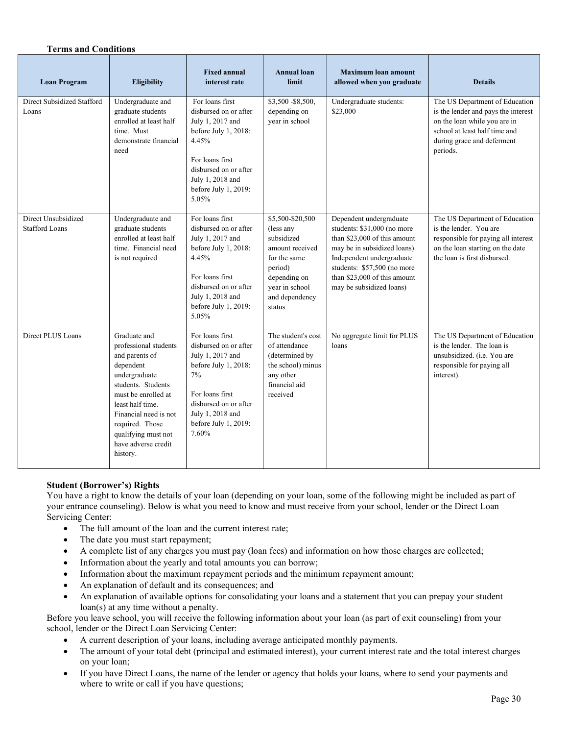**Terms and Conditions**

| Loan Program | Eligibility | Fixed annual interest rate | Annual loan limit | Maximum loan amount allowed when you graduate | Details |
|---|---|---|---|---|---|
| Direct Subsidized Stafford Loans | Undergraduate and graduate students enrolled at least half time. Must demonstrate financial need | For loans first disbursed on or after July 1, 2017 and before July 1, 2018: 4.45%<br><br>For loans first disbursed on or after July 1, 2018 and before July 1, 2019: 5.05% | $3,500 -$8,500, depending on year in school | Undergraduate students: $23,000 | The US Department of Education is the lender and pays the interest on the loan while you are in school at least half time and during grace and deferment periods. |
| Direct Unsubsidized Stafford Loans | Undergraduate and graduate students enrolled at least half time. Financial need is not required | For loans first disbursed on or after July 1, 2017 and before July 1, 2018: 4.45%<br><br>For loans first disbursed on or after July 1, 2018 and before July 1, 2019: 5.05% | $5,500-$20,500 (less any subsidized amount received for the same period) depending on year in school and dependency status | Dependent undergraduate students: $31,000 (no more than $23,000 of this amount may be in subsidized loans) Independent undergraduate students: $57,500 (no more than $23,000 of this amount may be subsidized loans) | The US Department of Education is the lender. You are responsible for paying all interest on the loan starting on the date the loan is first disbursed. |
| Direct PLUS Loans | Graduate and professional students and parents of dependent undergraduate students. Students must be enrolled at least half time. Financial need is not required. Those qualifying must not have adverse credit history. | For loans first disbursed on or after July 1, 2017 and before July 1, 2018: 7%<br><br>For loans first disbursed on or after July 1, 2018 and before July 1, 2019: 7.60% | The student's cost of attendance (determined by the school) minus any other financial aid received | No aggregate limit for PLUS loans | The US Department of Education is the lender. The loan is unsubsidized. (i.e. You are responsible for paying all interest). |

**Student (Borrower's) Rights**

You have a right to know the details of your loan (depending on your loan, some of the following might be included as part of your entrance counseling). Below is what you need to know and must receive from your school, lender or the Direct Loan Servicing Center:

- The full amount of the loan and the current interest rate;
- The date you must start repayment;
- A complete list of any charges you must pay (loan fees) and information on how those charges are collected;
- Information about the yearly and total amounts you can borrow;
- Information about the maximum repayment periods and the minimum repayment amount;
- An explanation of default and its consequences; and
- An explanation of available options for consolidating your loans and a statement that you can prepay your student loan(s) at any time without a penalty.

Before you leave school, you will receive the following information about your loan (as part of exit counseling) from your school, lender or the Direct Loan Servicing Center:

- A current description of your loans, including average anticipated monthly payments.
- The amount of your total debt (principal and estimated interest), your current interest rate and the total interest charges on your loan;
- If you have Direct Loans, the name of the lender or agency that holds your loans, where to send your payments and where to write or call if you have questions;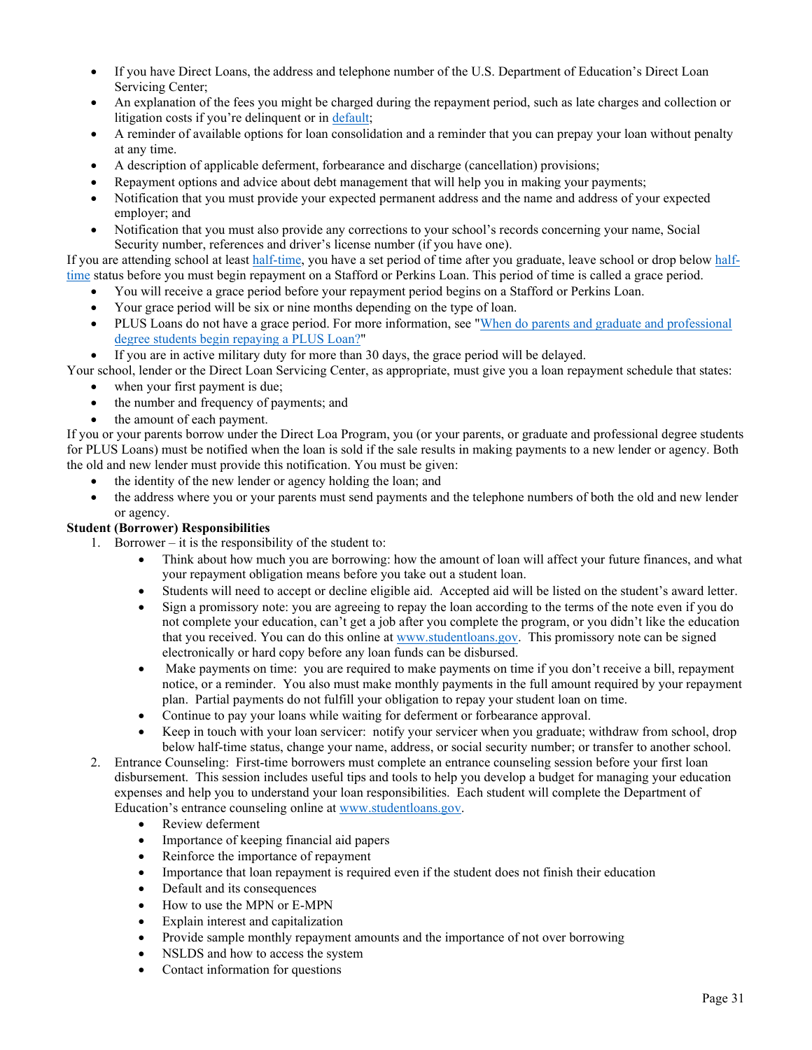- If you have Direct Loans, the address and telephone number of the U.S. Department of Education's Direct Loan Servicing Center;
- An explanation of the fees you might be charged during the repayment period, such as late charges and collection or litigation costs if you're delinquent or in default;
- A reminder of available options for loan consolidation and a reminder that you can prepay your loan without penalty at any time.
- A description of applicable deferment, forbearance and discharge (cancellation) provisions;
- Repayment options and advice about debt management that will help you in making your payments;
- Notification that you must provide your expected permanent address and the name and address of your expected employer; and
- Notification that you must also provide any corrections to your school's records concerning your name, Social Security number, references and driver's license number (if you have one).

If you are attending school at least half-time, you have a set period of time after you graduate, leave school or drop below half-time status before you must begin repayment on a Stafford or Perkins Loan. This period of time is called a grace period.

- You will receive a grace period before your repayment period begins on a Stafford or Perkins Loan.
- Your grace period will be six or nine months depending on the type of loan.
- PLUS Loans do not have a grace period. For more information, see "When do parents and graduate and professional degree students begin repaying a PLUS Loan?"
- If you are in active military duty for more than 30 days, the grace period will be delayed.

Your school, lender or the Direct Loan Servicing Center, as appropriate, must give you a loan repayment schedule that states:

- when your first payment is due;
- the number and frequency of payments; and
- the amount of each payment.

If you or your parents borrow under the Direct Loa Program, you (or your parents, or graduate and professional degree students for PLUS Loans) must be notified when the loan is sold if the sale results in making payments to a new lender or agency. Both the old and new lender must provide this notification. You must be given:

- the identity of the new lender or agency holding the loan; and
- the address where you or your parents must send payments and the telephone numbers of both the old and new lender or agency.

**Student (Borrower) Responsibilities**

1. Borrower – it is the responsibility of the student to:
   - Think about how much you are borrowing: how the amount of loan will affect your future finances, and what your repayment obligation means before you take out a student loan.
   - Students will need to accept or decline eligible aid. Accepted aid will be listed on the student's award letter.
   - Sign a promissory note: you are agreeing to repay the loan according to the terms of the note even if you do not complete your education, can't get a job after you complete the program, or you didn't like the education that you received. You can do this online at www.studentloans.gov. This promissory note can be signed electronically or hard copy before any loan funds can be disbursed.
   - Make payments on time: you are required to make payments on time if you don't receive a bill, repayment notice, or a reminder. You also must make monthly payments in the full amount required by your repayment plan. Partial payments do not fulfill your obligation to repay your student loan on time.
   - Continue to pay your loans while waiting for deferment or forbearance approval.
   - Keep in touch with your loan servicer: notify your servicer when you graduate; withdraw from school, drop below half-time status, change your name, address, or social security number; or transfer to another school.
2. Entrance Counseling: First-time borrowers must complete an entrance counseling session before your first loan disbursement. This session includes useful tips and tools to help you develop a budget for managing your education expenses and help you to understand your loan responsibilities. Each student will complete the Department of Education's entrance counseling online at www.studentloans.gov.
   - Review deferment
   - Importance of keeping financial aid papers
   - Reinforce the importance of repayment
   - Importance that loan repayment is required even if the student does not finish their education
   - Default and its consequences
   - How to use the MPN or E-MPN
   - Explain interest and capitalization
   - Provide sample monthly repayment amounts and the importance of not over borrowing
   - NSLDS and how to access the system
   - Contact information for questions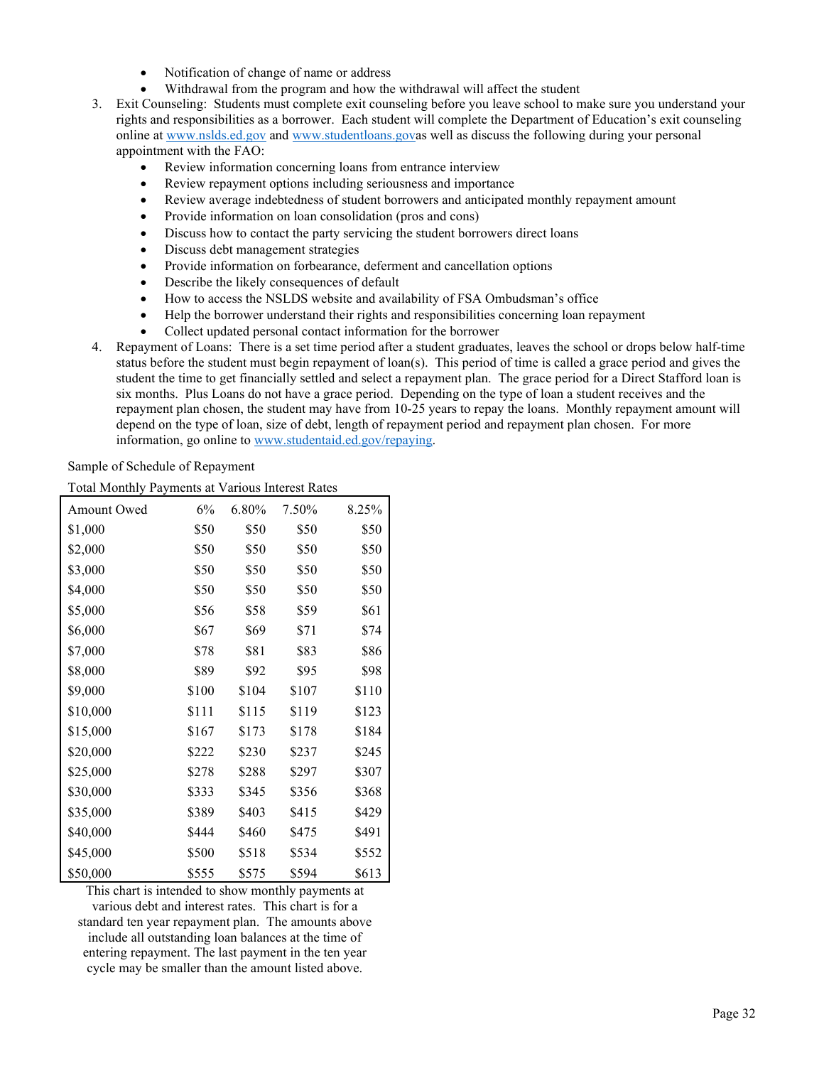- Notification of change of name or address
- Withdrawal from the program and how the withdrawal will affect the student

3. Exit Counseling: Students must complete exit counseling before you leave school to make sure you understand your rights and responsibilities as a borrower. Each student will complete the Department of Education's exit counseling online at www.nslds.ed.gov and www.studentloans.govas well as discuss the following during your personal appointment with the FAO:
   - Review information concerning loans from entrance interview
   - Review repayment options including seriousness and importance
   - Review average indebtedness of student borrowers and anticipated monthly repayment amount
   - Provide information on loan consolidation (pros and cons)
   - Discuss how to contact the party servicing the student borrowers direct loans
   - Discuss debt management strategies
   - Provide information on forbearance, deferment and cancellation options
   - Describe the likely consequences of default
   - How to access the NSLDS website and availability of FSA Ombudsman's office
   - Help the borrower understand their rights and responsibilities concerning loan repayment
   - Collect updated personal contact information for the borrower
4. Repayment of Loans: There is a set time period after a student graduates, leaves the school or drops below half-time status before the student must begin repayment of loan(s). This period of time is called a grace period and gives the student the time to get financially settled and select a repayment plan. The grace period for a Direct Stafford loan is six months. Plus Loans do not have a grace period. Depending on the type of loan a student receives and the repayment plan chosen, the student may have from 10-25 years to repay the loans. Monthly repayment amount will depend on the type of loan, size of debt, length of repayment period and repayment plan chosen. For more information, go online to www.studentaid.ed.gov/repaying.

Sample of Schedule of Repayment

Total Monthly Payments at Various Interest Rates

| Amount Owed | 6% | 6.80% | 7.50% | 8.25% |
|---|---|---|---|---|
| $1,000 | $50 | $50 | $50 | $50 |
| $2,000 | $50 | $50 | $50 | $50 |
| $3,000 | $50 | $50 | $50 | $50 |
| $4,000 | $50 | $50 | $50 | $50 |
| $5,000 | $56 | $58 | $59 | $61 |
| $6,000 | $67 | $69 | $71 | $74 |
| $7,000 | $78 | $81 | $83 | $86 |
| $8,000 | $89 | $92 | $95 | $98 |
| $9,000 | $100 | $104 | $107 | $110 |
| $10,000 | $111 | $115 | $119 | $123 |
| $15,000 | $167 | $173 | $178 | $184 |
| $20,000 | $222 | $230 | $237 | $245 |
| $25,000 | $278 | $288 | $297 | $307 |
| $30,000 | $333 | $345 | $356 | $368 |
| $35,000 | $389 | $403 | $415 | $429 |
| $40,000 | $444 | $460 | $475 | $491 |
| $45,000 | $500 | $518 | $534 | $552 |
| $50,000 | $555 | $575 | $594 | $613 |

This chart is intended to show monthly payments at various debt and interest rates. This chart is for a standard ten year repayment plan. The amounts above include all outstanding loan balances at the time of entering repayment. The last payment in the ten year cycle may be smaller than the amount listed above.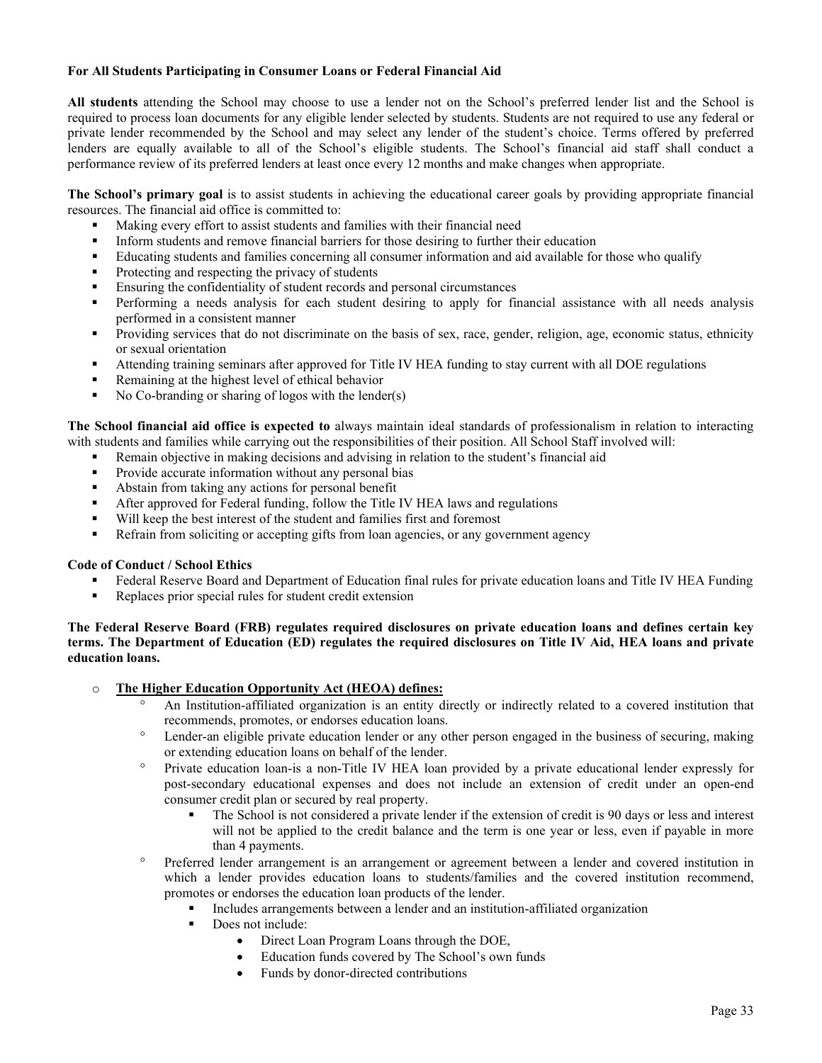**For All Students Participating in Consumer Loans or Federal Financial Aid**

**All students** attending the School may choose to use a lender not on the School's preferred lender list and the School is required to process loan documents for any eligible lender selected by students. Students are not required to use any federal or private lender recommended by the School and may select any lender of the student's choice. Terms offered by preferred lenders are equally available to all of the School's eligible students. The School's financial aid staff shall conduct a performance review of its preferred lenders at least once every 12 months and make changes when appropriate.

**The School's primary goal** is to assist students in achieving the educational career goals by providing appropriate financial resources. The financial aid office is committed to:

- Making every effort to assist students and families with their financial need
- Inform students and remove financial barriers for those desiring to further their education
- Educating students and families concerning all consumer information and aid available for those who qualify
- Protecting and respecting the privacy of students
- Ensuring the confidentiality of student records and personal circumstances
- Performing a needs analysis for each student desiring to apply for financial assistance with all needs analysis performed in a consistent manner
- Providing services that do not discriminate on the basis of sex, race, gender, religion, age, economic status, ethnicity or sexual orientation
- Attending training seminars after approved for Title IV HEA funding to stay current with all DOE regulations
- Remaining at the highest level of ethical behavior
- No Co-branding or sharing of logos with the lender(s)

**The School financial aid office is expected to** always maintain ideal standards of professionalism in relation to interacting with students and families while carrying out the responsibilities of their position. All School Staff involved will:

- Remain objective in making decisions and advising in relation to the student's financial aid
- Provide accurate information without any personal bias
- Abstain from taking any actions for personal benefit
- After approved for Federal funding, follow the Title IV HEA laws and regulations
- Will keep the best interest of the student and families first and foremost
- Refrain from soliciting or accepting gifts from loan agencies, or any government agency

**Code of Conduct / School Ethics**

- Federal Reserve Board and Department of Education final rules for private education loans and Title IV HEA Funding
- Replaces prior special rules for student credit extension

**The Federal Reserve Board (FRB) regulates required disclosures on private education loans and defines certain key terms. The Department of Education (ED) regulates the required disclosures on Title IV Aid, HEA loans and private education loans.**

- **<u>The Higher Education Opportunity Act (HEOA) defines:</u>**
  - An Institution-affiliated organization is an entity directly or indirectly related to a covered institution that recommends, promotes, or endorses education loans.
  - Lender-an eligible private education lender or any other person engaged in the business of securing, making or extending education loans on behalf of the lender.
  - Private education loan-is a non-Title IV HEA loan provided by a private educational lender expressly for post-secondary educational expenses and does not include an extension of credit under an open-end consumer credit plan or secured by real property.
    - The School is not considered a private lender if the extension of credit is 90 days or less and interest will not be applied to the credit balance and the term is one year or less, even if payable in more than 4 payments.
  - Preferred lender arrangement is an arrangement or agreement between a lender and covered institution in which a lender provides education loans to students/families and the covered institution recommend, promotes or endorses the education loan products of the lender.
    - Includes arrangements between a lender and an institution-affiliated organization
    - Does not include:
      - Direct Loan Program Loans through the DOE,
      - Education funds covered by The School's own funds
      - Funds by donor-directed contributions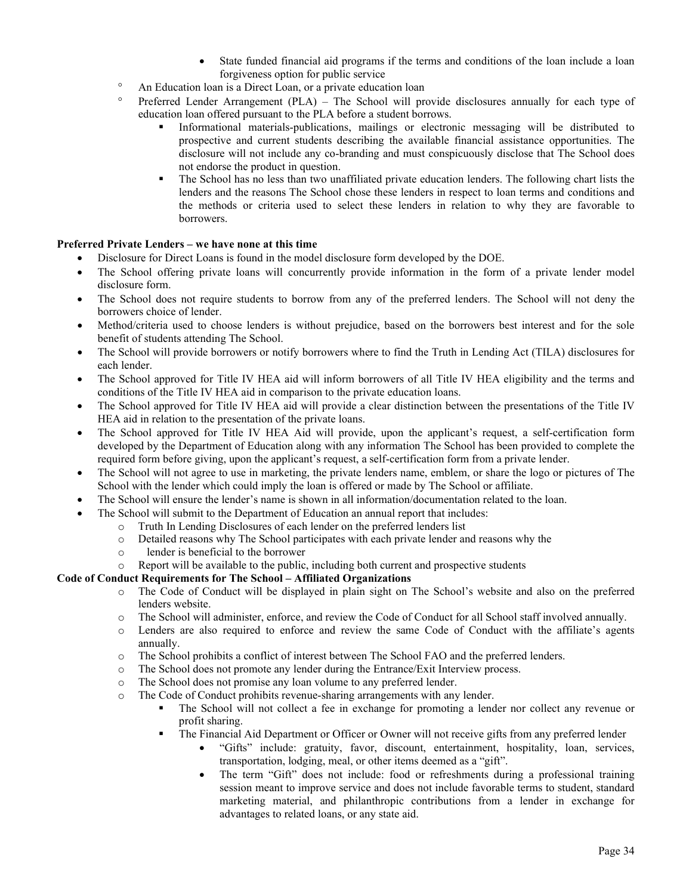- State funded financial aid programs if the terms and conditions of the loan include a loan forgiveness option for public service
- An Education loan is a Direct Loan, or a private education loan
- Preferred Lender Arrangement (PLA) – The School will provide disclosures annually for each type of education loan offered pursuant to the PLA before a student borrows.
  - Informational materials-publications, mailings or electronic messaging will be distributed to prospective and current students describing the available financial assistance opportunities. The disclosure will not include any co-branding and must conspicuously disclose that The School does not endorse the product in question.
  - The School has no less than two unaffiliated private education lenders. The following chart lists the lenders and the reasons The School chose these lenders in respect to loan terms and conditions and the methods or criteria used to select these lenders in relation to why they are favorable to borrowers.

**Preferred Private Lenders – we have none at this time**

- Disclosure for Direct Loans is found in the model disclosure form developed by the DOE.
- The School offering private loans will concurrently provide information in the form of a private lender model disclosure form.
- The School does not require students to borrow from any of the preferred lenders. The School will not deny the borrowers choice of lender.
- Method/criteria used to choose lenders is without prejudice, based on the borrowers best interest and for the sole benefit of students attending The School.
- The School will provide borrowers or notify borrowers where to find the Truth in Lending Act (TILA) disclosures for each lender.
- The School approved for Title IV HEA aid will inform borrowers of all Title IV HEA eligibility and the terms and conditions of the Title IV HEA aid in comparison to the private education loans.
- The School approved for Title IV HEA aid will provide a clear distinction between the presentations of the Title IV HEA aid in relation to the presentation of the private loans.
- The School approved for Title IV HEA Aid will provide, upon the applicant's request, a self-certification form developed by the Department of Education along with any information The School has been provided to complete the required form before giving, upon the applicant's request, a self-certification form from a private lender.
- The School will not agree to use in marketing, the private lenders name, emblem, or share the logo or pictures of The School with the lender which could imply the loan is offered or made by The School or affiliate.
- The School will ensure the lender's name is shown in all information/documentation related to the loan.
- The School will submit to the Department of Education an annual report that includes:
  - Truth In Lending Disclosures of each lender on the preferred lenders list
  - Detailed reasons why The School participates with each private lender and reasons why the
  - lender is beneficial to the borrower
  - Report will be available to the public, including both current and prospective students

**Code of Conduct Requirements for The School – Affiliated Organizations**

- The Code of Conduct will be displayed in plain sight on The School's website and also on the preferred lenders website.
- The School will administer, enforce, and review the Code of Conduct for all School staff involved annually.
- Lenders are also required to enforce and review the same Code of Conduct with the affiliate's agents annually.
- The School prohibits a conflict of interest between The School FAO and the preferred lenders.
- The School does not promote any lender during the Entrance/Exit Interview process.
- The School does not promise any loan volume to any preferred lender.
- The Code of Conduct prohibits revenue-sharing arrangements with any lender.
  - The School will not collect a fee in exchange for promoting a lender nor collect any revenue or profit sharing.
  - The Financial Aid Department or Officer or Owner will not receive gifts from any preferred lender
    - "Gifts" include: gratuity, favor, discount, entertainment, hospitality, loan, services, transportation, lodging, meal, or other items deemed as a "gift".
    - The term "Gift" does not include: food or refreshments during a professional training session meant to improve service and does not include favorable terms to student, standard marketing material, and philanthropic contributions from a lender in exchange for advantages to related loans, or any state aid.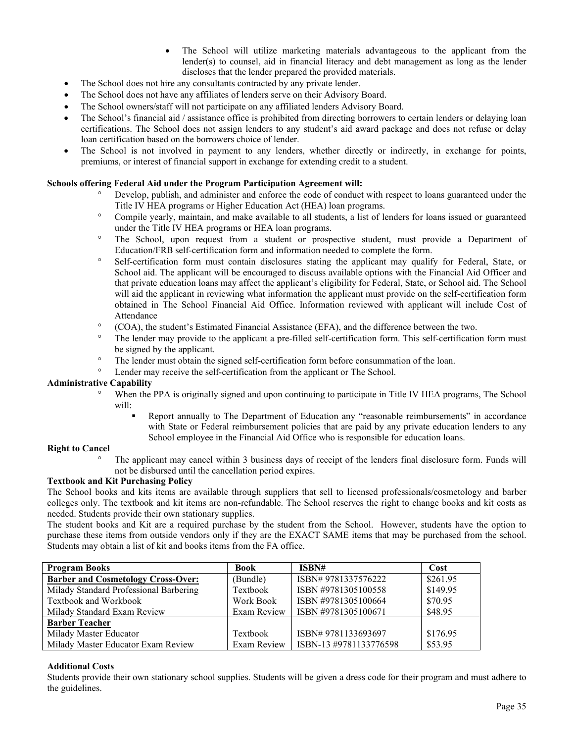- The School will utilize marketing materials advantageous to the applicant from the lender(s) to counsel, aid in financial literacy and debt management as long as the lender discloses that the lender prepared the provided materials.

- The School does not hire any consultants contracted by any private lender.
- The School does not have any affiliates of lenders serve on their Advisory Board.
- The School owners/staff will not participate on any affiliated lenders Advisory Board.
- The School's financial aid / assistance office is prohibited from directing borrowers to certain lenders or delaying loan certifications. The School does not assign lenders to any student's aid award package and does not refuse or delay loan certification based on the borrowers choice of lender.
- The School is not involved in payment to any lenders, whether directly or indirectly, in exchange for points, premiums, or interest of financial support in exchange for extending credit to a student.

**Schools offering Federal Aid under the Program Participation Agreement will:**

- Develop, publish, and administer and enforce the code of conduct with respect to loans guaranteed under the Title IV HEA programs or Higher Education Act (HEA) loan programs.
- Compile yearly, maintain, and make available to all students, a list of lenders for loans issued or guaranteed under the Title IV HEA programs or HEA loan programs.
- The School, upon request from a student or prospective student, must provide a Department of Education/FRB self-certification form and information needed to complete the form.
- Self-certification form must contain disclosures stating the applicant may qualify for Federal, State, or School aid. The applicant will be encouraged to discuss available options with the Financial Aid Officer and that private education loans may affect the applicant's eligibility for Federal, State, or School aid. The School will aid the applicant in reviewing what information the applicant must provide on the self-certification form obtained in The School Financial Aid Office. Information reviewed with applicant will include Cost of Attendance
- (COA), the student's Estimated Financial Assistance (EFA), and the difference between the two.
- The lender may provide to the applicant a pre-filled self-certification form. This self-certification form must be signed by the applicant.
- The lender must obtain the signed self-certification form before consummation of the loan.
- Lender may receive the self-certification from the applicant or The School.

**Administrative Capability**

- When the PPA is originally signed and upon continuing to participate in Title IV HEA programs, The School will:
  - Report annually to The Department of Education any "reasonable reimbursements" in accordance with State or Federal reimbursement policies that are paid by any private education lenders to any School employee in the Financial Aid Office who is responsible for education loans.

**Right to Cancel**

- The applicant may cancel within 3 business days of receipt of the lenders final disclosure form. Funds will not be disbursed until the cancellation period expires.

**Textbook and Kit Purchasing Policy**

The School books and kits items are available through suppliers that sell to licensed professionals/cosmetology and barber colleges only. The textbook and kit items are non-refundable. The School reserves the right to change books and kit costs as needed. Students provide their own stationary supplies.

The student books and Kit are a required purchase by the student from the School. However, students have the option to purchase these items from outside vendors only if they are the EXACT SAME items that may be purchased from the school. Students may obtain a list of kit and books items from the FA office.

| Program Books | Book | ISBN# | Cost |
|---|---|---|---|
| **Barber and Cosmetology Cross-Over:** | (Bundle) | ISBN# 9781337576222 | $261.95 |
| Milady Standard Professional Barbering | Textbook | ISBN #9781305100558 | $149.95 |
| Textbook and Workbook | Work Book | ISBN #9781305100664 | $70.95 |
| Milady Standard Exam Review | Exam Review | ISBN #9781305100671 | $48.95 |
| **Barber Teacher** | | | |
| Milady Master Educator | Textbook | ISBN# 9781133693697 | $176.95 |
| Milady Master Educator Exam Review | Exam Review | ISBN-13 #9781133776598 | $53.95 |

**Additional Costs**

Students provide their own stationary school supplies. Students will be given a dress code for their program and must adhere to the guidelines.